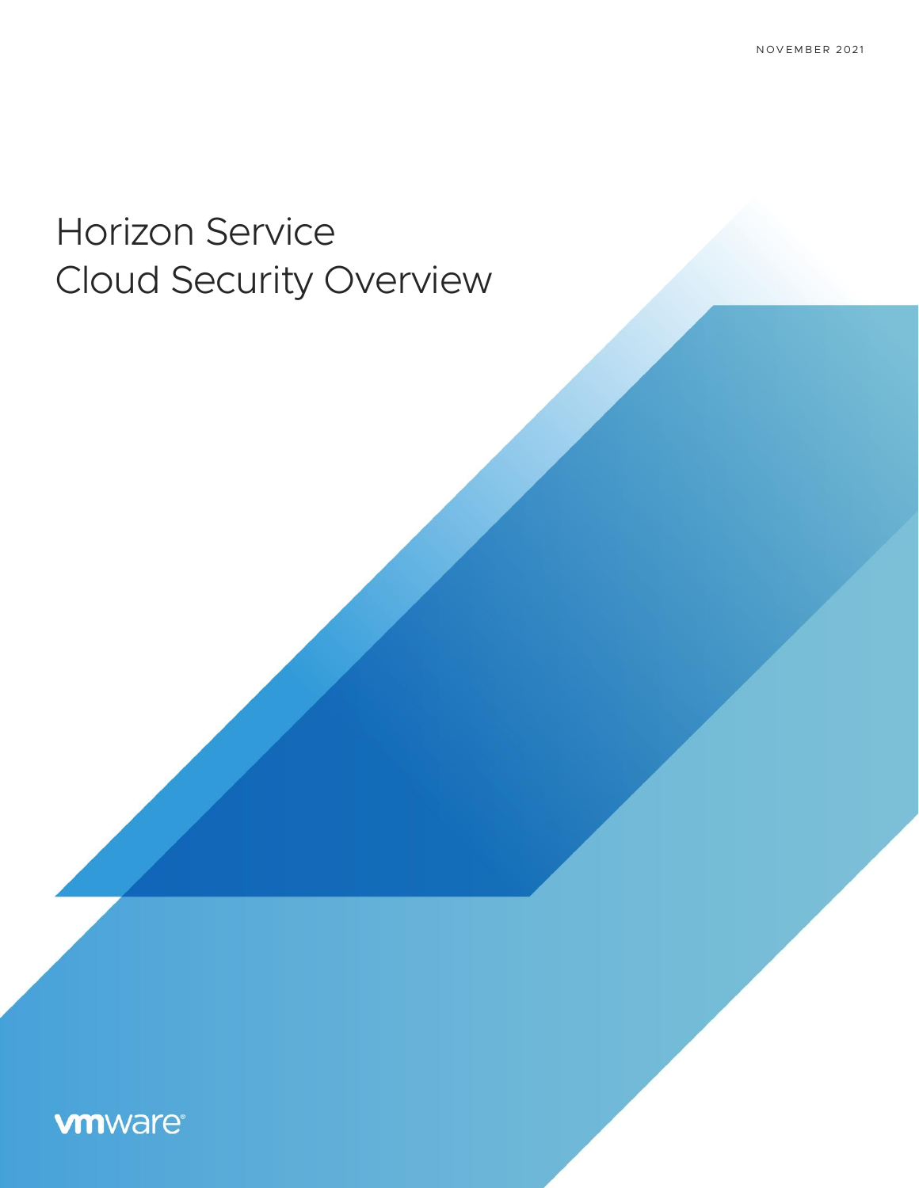NOVEMBER 2021

# Horizon Service Cloud Security Overview

vmware®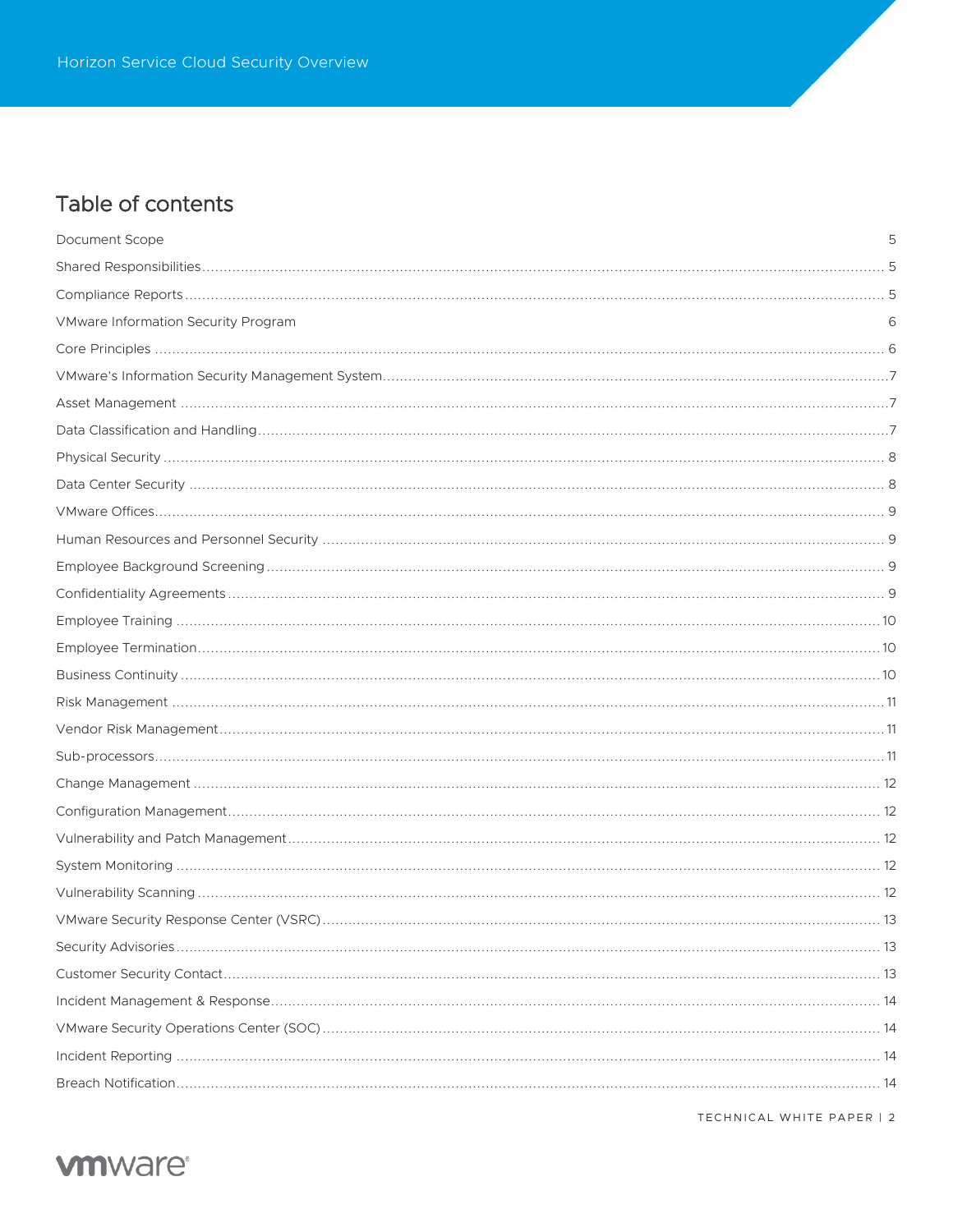# Table of contents

Document Scope 5

Shared Responsibilities 5

Compliance Reports 5

VMware Information Security Program 6

Core Principles 6

VMware's Information Security Management System 7

Asset Management 7

Data Classification and Handling 7

Physical Security 8

Data Center Security 8

VMware Offices 9

Human Resources and Personnel Security 9

Employee Background Screening 9

Confidentiality Agreements 9

Employee Training 10

Employee Termination 10

Business Continuity 10

Risk Management 11

Vendor Risk Management 11

Sub-processors 11

Change Management 12

Configuration Management 12

Vulnerability and Patch Management 12

System Monitoring 12

Vulnerability Scanning 12

VMware Security Response Center (VSRC) 13

Security Advisories 13

Customer Security Contact 13

Incident Management & Response 14

VMware Security Operations Center (SOC) 14

Incident Reporting 14

Breach Notification 14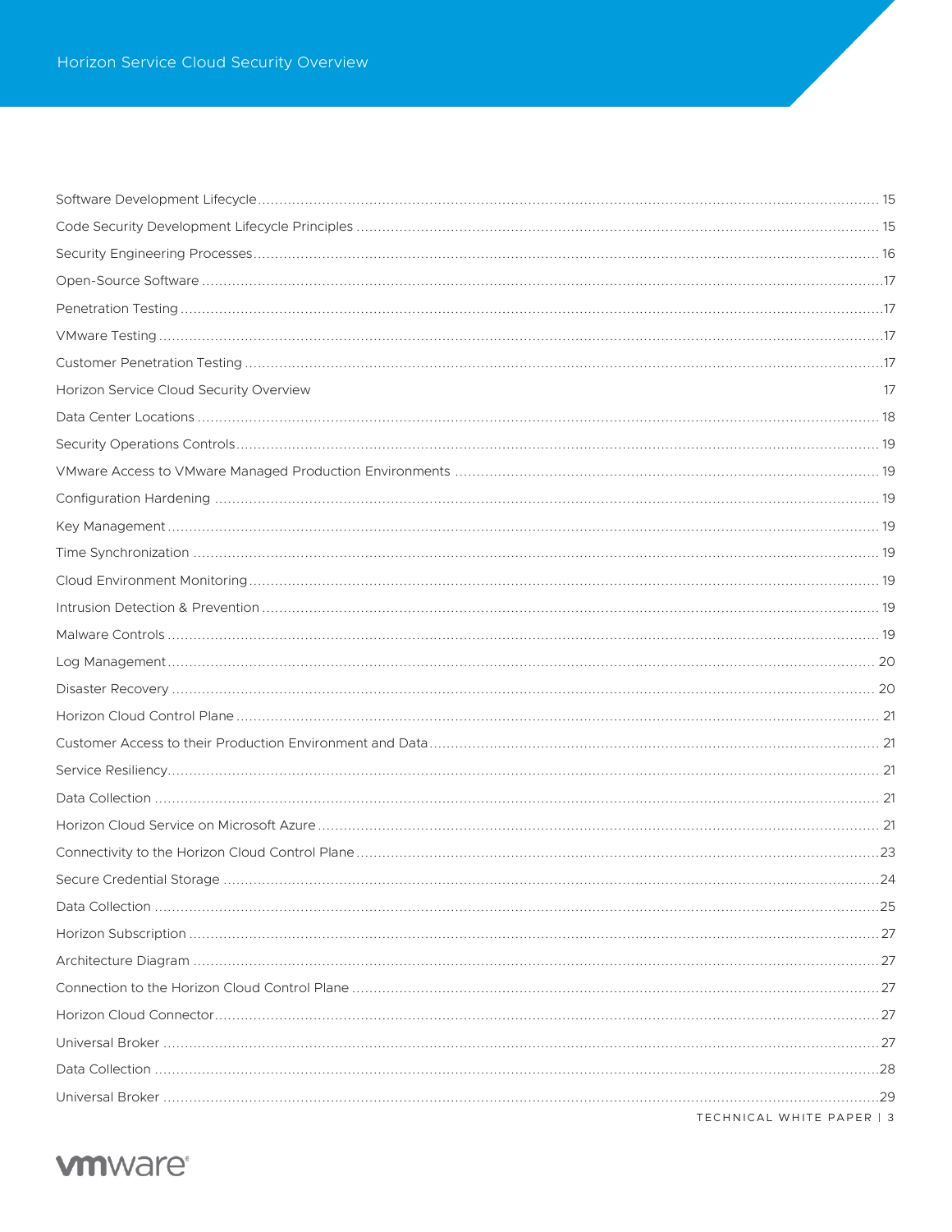Software Development Lifecycle ............................................................ 15

Code Security Development Lifecycle Principles ............................................................ 15

Security Engineering Processes ............................................................ 16

Open-Source Software ............................................................ 17

Penetration Testing ............................................................ 17

VMware Testing ............................................................ 17

Customer Penetration Testing ............................................................ 17

Horizon Service Cloud Security Overview 17

Data Center Locations ............................................................ 18

Security Operations Controls ............................................................ 19

VMware Access to VMware Managed Production Environments ............................................................ 19

Configuration Hardening ............................................................ 19

Key Management ............................................................ 19

Time Synchronization ............................................................ 19

Cloud Environment Monitoring ............................................................ 19

Intrusion Detection & Prevention ............................................................ 19

Malware Controls ............................................................ 19

Log Management ............................................................ 20

Disaster Recovery ............................................................ 20

Horizon Cloud Control Plane ............................................................ 21

Customer Access to their Production Environment and Data ............................................................ 21

Service Resiliency ............................................................ 21

Data Collection ............................................................ 21

Horizon Cloud Service on Microsoft Azure ............................................................ 21

Connectivity to the Horizon Cloud Control Plane ............................................................ 23

Secure Credential Storage ............................................................ 24

Data Collection ............................................................ 25

Horizon Subscription ............................................................ 27

Architecture Diagram ............................................................ 27

Connection to the Horizon Cloud Control Plane ............................................................ 27

Horizon Cloud Connector ............................................................ 27

Universal Broker ............................................................ 27

Data Collection ............................................................ 28

Universal Broker ............................................................ 29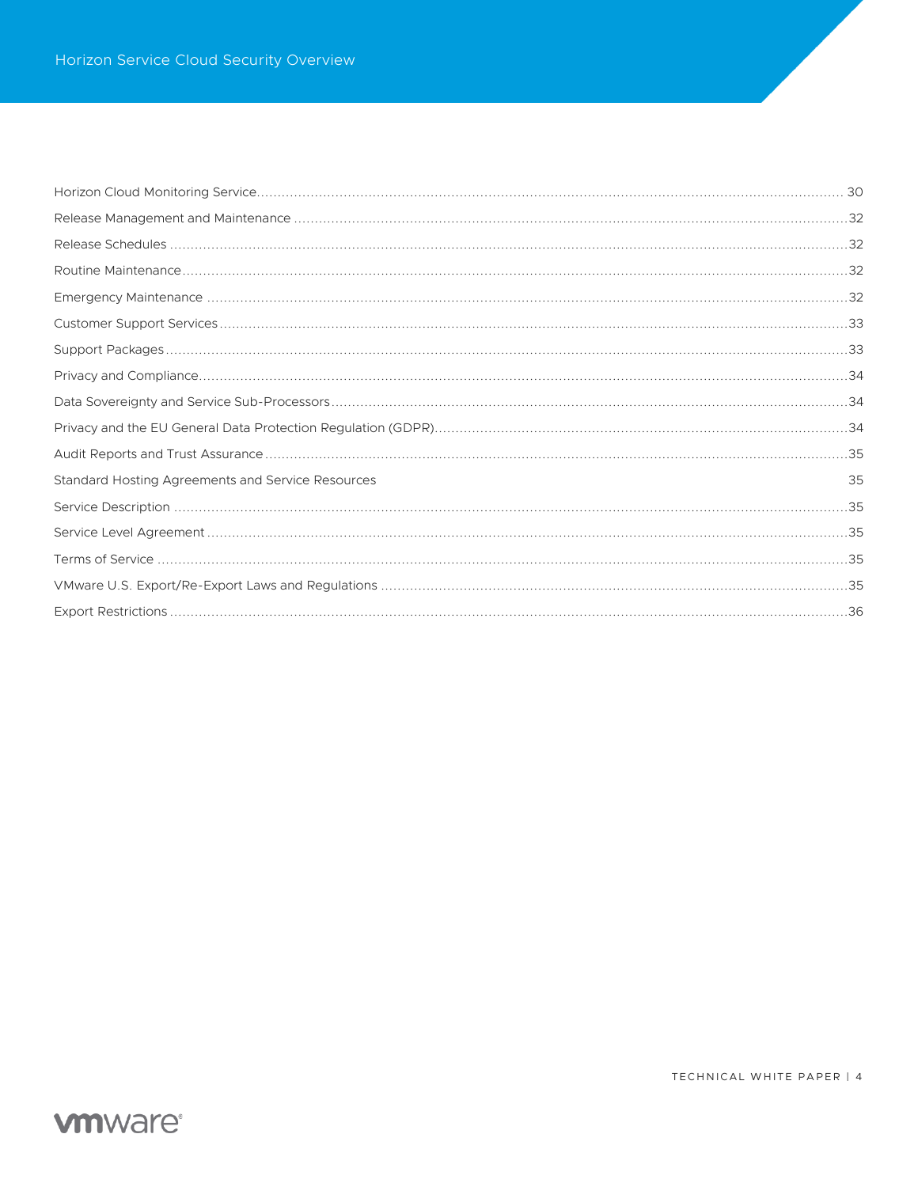Horizon Cloud Monitoring Service ............ 30
Release Management and Maintenance ............ 32
Release Schedules ............ 32
Routine Maintenance ............ 32
Emergency Maintenance ............ 32
Customer Support Services ............ 33
Support Packages ............ 33
Privacy and Compliance ............ 34
Data Sovereignty and Service Sub-Processors ............ 34
Privacy and the EU General Data Protection Regulation (GDPR) ............ 34
Audit Reports and Trust Assurance ............ 35
Standard Hosting Agreements and Service Resources 35
Service Description ............ 35
Service Level Agreement ............ 35
Terms of Service ............ 35
VMware U.S. Export/Re-Export Laws and Regulations ............ 35
Export Restrictions ............ 36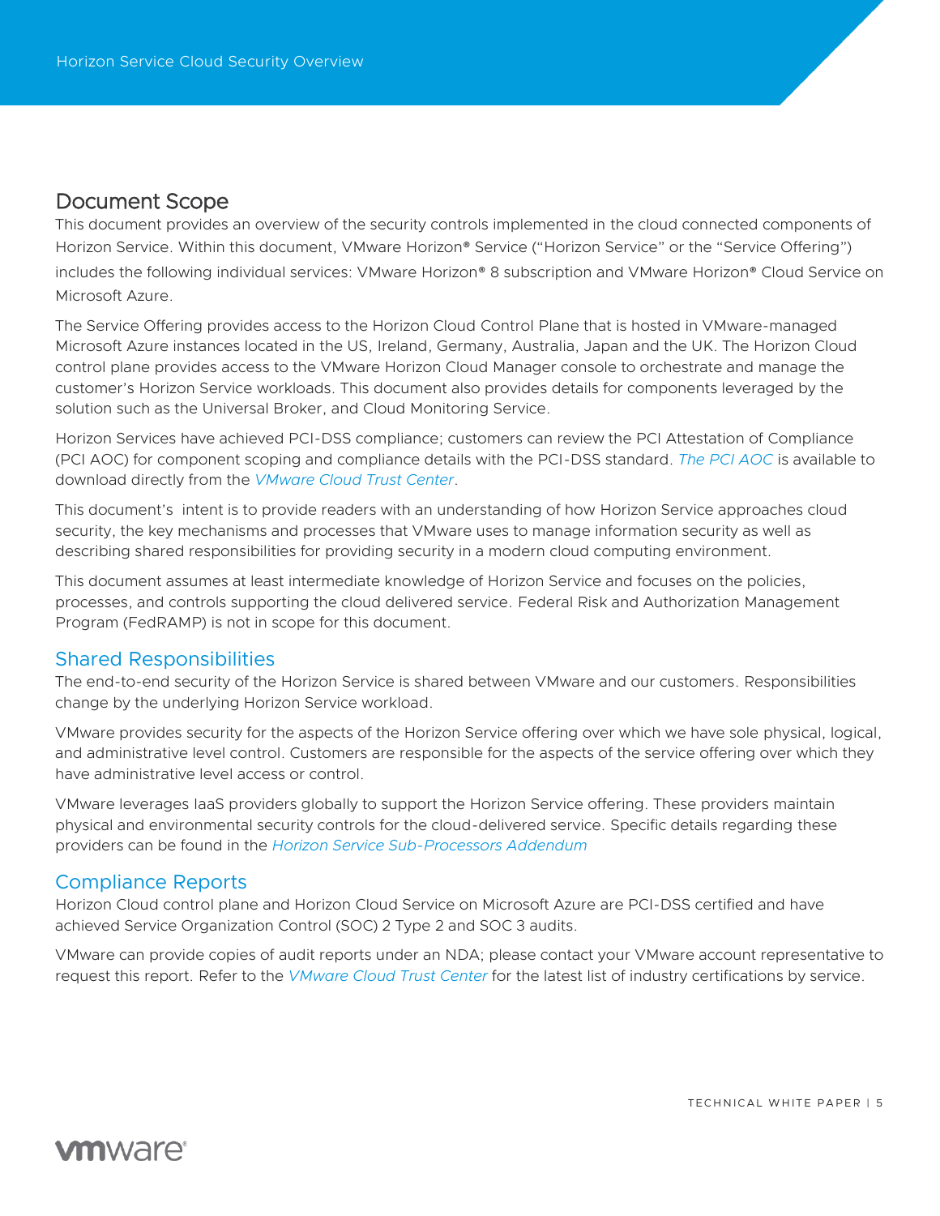## Document Scope

This document provides an overview of the security controls implemented in the cloud connected components of Horizon Service. Within this document, VMware Horizon® Service ("Horizon Service" or the "Service Offering") includes the following individual services: VMware Horizon® 8 subscription and VMware Horizon® Cloud Service on Microsoft Azure.

The Service Offering provides access to the Horizon Cloud Control Plane that is hosted in VMware-managed Microsoft Azure instances located in the US, Ireland, Germany, Australia, Japan and the UK. The Horizon Cloud control plane provides access to the VMware Horizon Cloud Manager console to orchestrate and manage the customer's Horizon Service workloads. This document also provides details for components leveraged by the solution such as the Universal Broker, and Cloud Monitoring Service.

Horizon Services have achieved PCI-DSS compliance; customers can review the PCI Attestation of Compliance (PCI AOC) for component scoping and compliance details with the PCI-DSS standard. *The PCI AOC* is available to download directly from the *VMware Cloud Trust Center*.

This document's intent is to provide readers with an understanding of how Horizon Service approaches cloud security, the key mechanisms and processes that VMware uses to manage information security as well as describing shared responsibilities for providing security in a modern cloud computing environment.

This document assumes at least intermediate knowledge of Horizon Service and focuses on the policies, processes, and controls supporting the cloud delivered service. Federal Risk and Authorization Management Program (FedRAMP) is not in scope for this document.

### Shared Responsibilities

The end-to-end security of the Horizon Service is shared between VMware and our customers. Responsibilities change by the underlying Horizon Service workload.

VMware provides security for the aspects of the Horizon Service offering over which we have sole physical, logical, and administrative level control. Customers are responsible for the aspects of the service offering over which they have administrative level access or control.

VMware leverages IaaS providers globally to support the Horizon Service offering. These providers maintain physical and environmental security controls for the cloud-delivered service. Specific details regarding these providers can be found in the *Horizon Service Sub-Processors Addendum*

### Compliance Reports

Horizon Cloud control plane and Horizon Cloud Service on Microsoft Azure are PCI-DSS certified and have achieved Service Organization Control (SOC) 2 Type 2 and SOC 3 audits.

VMware can provide copies of audit reports under an NDA; please contact your VMware account representative to request this report. Refer to the *VMware Cloud Trust Center* for the latest list of industry certifications by service.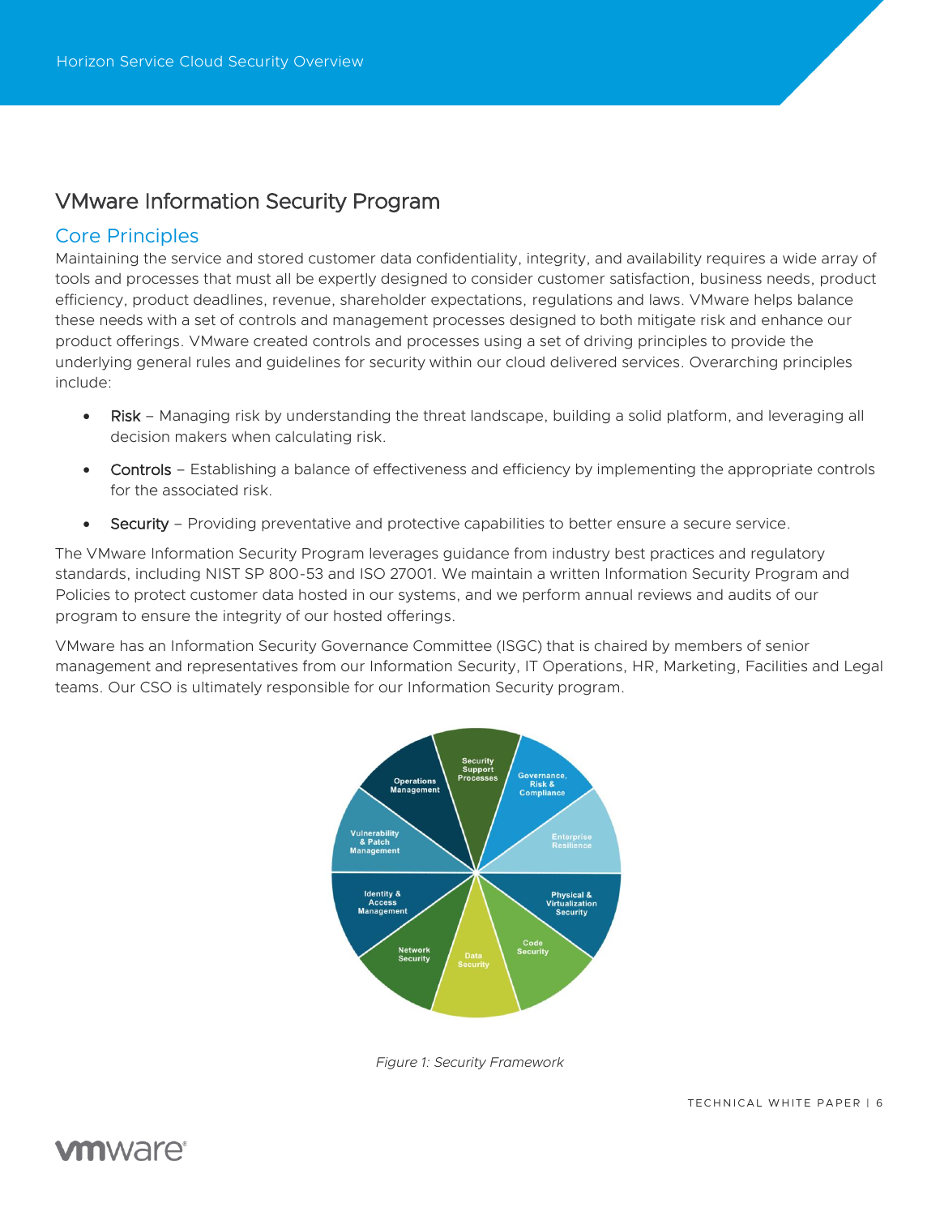## VMware Information Security Program

### Core Principles

Maintaining the service and stored customer data confidentiality, integrity, and availability requires a wide array of tools and processes that must all be expertly designed to consider customer satisfaction, business needs, product efficiency, product deadlines, revenue, shareholder expectations, regulations and laws. VMware helps balance these needs with a set of controls and management processes designed to both mitigate risk and enhance our product offerings. VMware created controls and processes using a set of driving principles to provide the underlying general rules and guidelines for security within our cloud delivered services. Overarching principles include:

- Risk – Managing risk by understanding the threat landscape, building a solid platform, and leveraging all decision makers when calculating risk.
- Controls – Establishing a balance of effectiveness and efficiency by implementing the appropriate controls for the associated risk.
- Security – Providing preventative and protective capabilities to better ensure a secure service.

The VMware Information Security Program leverages guidance from industry best practices and regulatory standards, including NIST SP 800-53 and ISO 27001. We maintain a written Information Security Program and Policies to protect customer data hosted in our systems, and we perform annual reviews and audits of our program to ensure the integrity of our hosted offerings.

VMware has an Information Security Governance Committee (ISGC) that is chaired by members of senior management and representatives from our Information Security, IT Operations, HR, Marketing, Facilities and Legal teams. Our CSO is ultimately responsible for our Information Security program.

Security Support Processes | Governance, Risk & Compliance | Enterprise Resilience | Physical & Virtualization Security | Code Security | Data Security | Network Security | Identity & Access Management | Vulnerability & Patch Management | Operations Management

*Figure 1: Security Framework*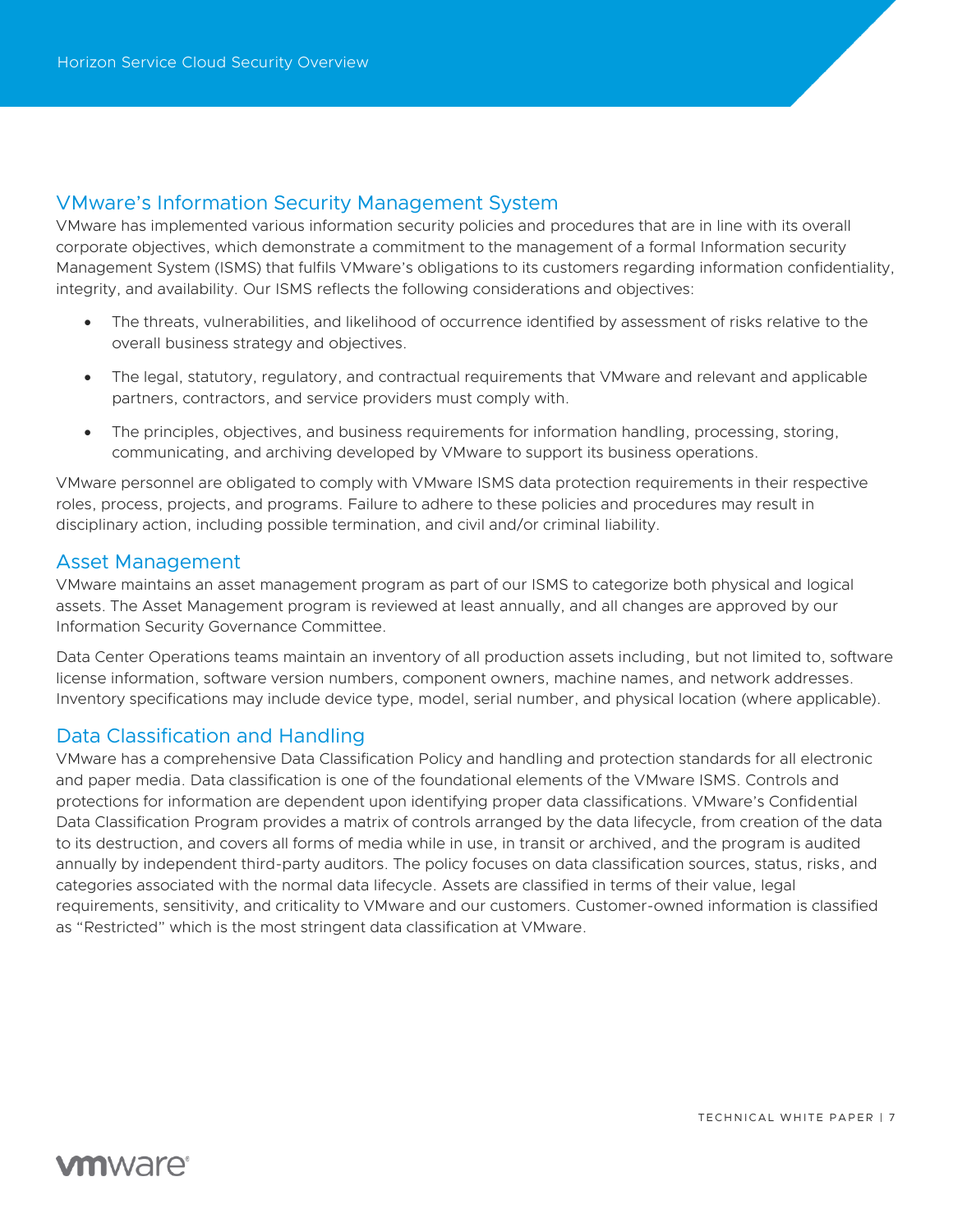## VMware's Information Security Management System

VMware has implemented various information security policies and procedures that are in line with its overall corporate objectives, which demonstrate a commitment to the management of a formal Information security Management System (ISMS) that fulfils VMware's obligations to its customers regarding information confidentiality, integrity, and availability. Our ISMS reflects the following considerations and objectives:

- The threats, vulnerabilities, and likelihood of occurrence identified by assessment of risks relative to the overall business strategy and objectives.
- The legal, statutory, regulatory, and contractual requirements that VMware and relevant and applicable partners, contractors, and service providers must comply with.
- The principles, objectives, and business requirements for information handling, processing, storing, communicating, and archiving developed by VMware to support its business operations.

VMware personnel are obligated to comply with VMware ISMS data protection requirements in their respective roles, process, projects, and programs. Failure to adhere to these policies and procedures may result in disciplinary action, including possible termination, and civil and/or criminal liability.

## Asset Management

VMware maintains an asset management program as part of our ISMS to categorize both physical and logical assets. The Asset Management program is reviewed at least annually, and all changes are approved by our Information Security Governance Committee.

Data Center Operations teams maintain an inventory of all production assets including, but not limited to, software license information, software version numbers, component owners, machine names, and network addresses. Inventory specifications may include device type, model, serial number, and physical location (where applicable).

## Data Classification and Handling

VMware has a comprehensive Data Classification Policy and handling and protection standards for all electronic and paper media. Data classification is one of the foundational elements of the VMware ISMS. Controls and protections for information are dependent upon identifying proper data classifications. VMware's Confidential Data Classification Program provides a matrix of controls arranged by the data lifecycle, from creation of the data to its destruction, and covers all forms of media while in use, in transit or archived, and the program is audited annually by independent third-party auditors. The policy focuses on data classification sources, status, risks, and categories associated with the normal data lifecycle. Assets are classified in terms of their value, legal requirements, sensitivity, and criticality to VMware and our customers. Customer-owned information is classified as "Restricted" which is the most stringent data classification at VMware.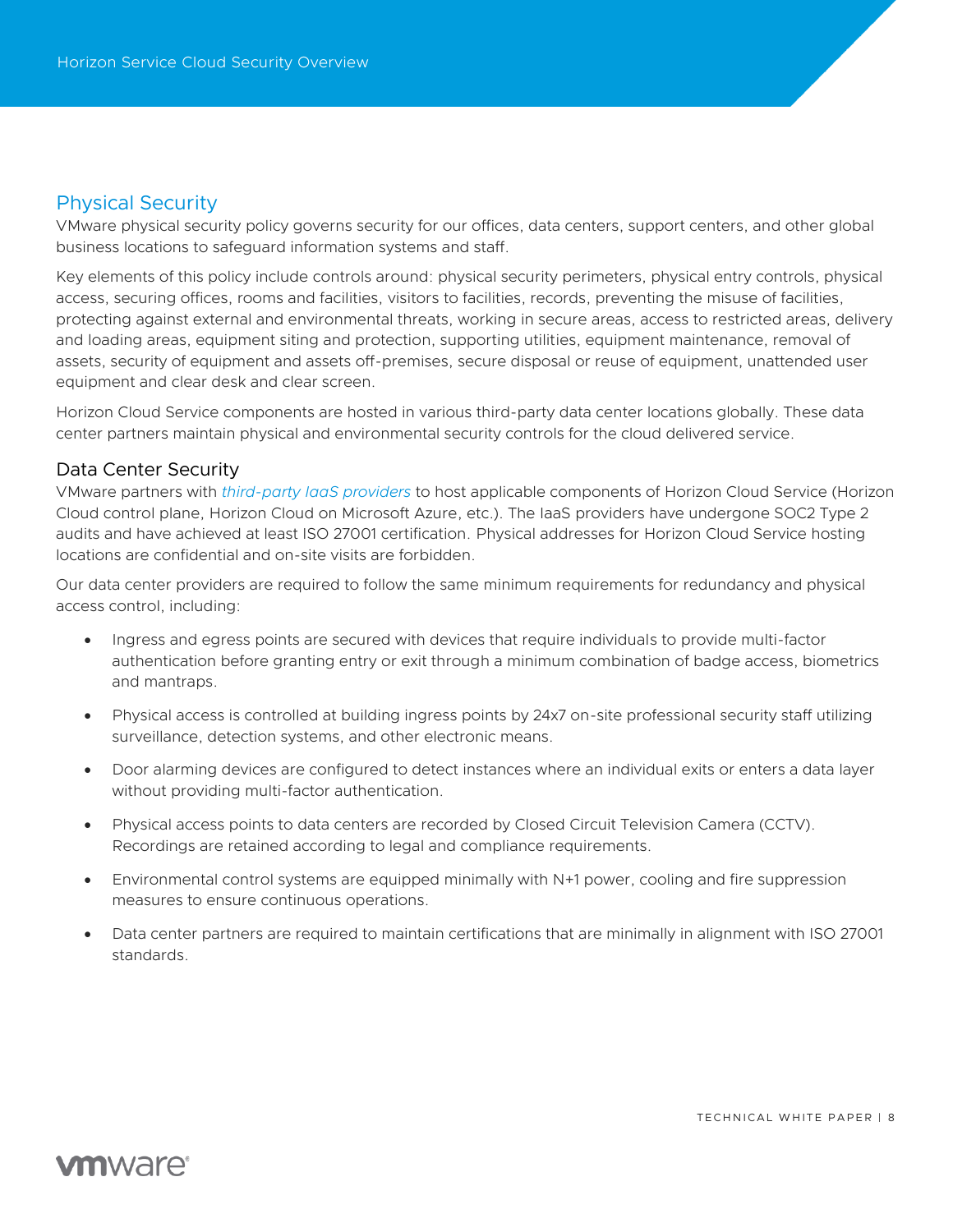## Physical Security

VMware physical security policy governs security for our offices, data centers, support centers, and other global business locations to safeguard information systems and staff.

Key elements of this policy include controls around: physical security perimeters, physical entry controls, physical access, securing offices, rooms and facilities, visitors to facilities, records, preventing the misuse of facilities, protecting against external and environmental threats, working in secure areas, access to restricted areas, delivery and loading areas, equipment siting and protection, supporting utilities, equipment maintenance, removal of assets, security of equipment and assets off-premises, secure disposal or reuse of equipment, unattended user equipment and clear desk and clear screen.

Horizon Cloud Service components are hosted in various third-party data center locations globally. These data center partners maintain physical and environmental security controls for the cloud delivered service.

### Data Center Security

VMware partners with *third-party IaaS providers* to host applicable components of Horizon Cloud Service (Horizon Cloud control plane, Horizon Cloud on Microsoft Azure, etc.). The IaaS providers have undergone SOC2 Type 2 audits and have achieved at least ISO 27001 certification. Physical addresses for Horizon Cloud Service hosting locations are confidential and on-site visits are forbidden.

Our data center providers are required to follow the same minimum requirements for redundancy and physical access control, including:

- Ingress and egress points are secured with devices that require individuals to provide multi-factor authentication before granting entry or exit through a minimum combination of badge access, biometrics and mantraps.
- Physical access is controlled at building ingress points by 24x7 on-site professional security staff utilizing surveillance, detection systems, and other electronic means.
- Door alarming devices are configured to detect instances where an individual exits or enters a data layer without providing multi-factor authentication.
- Physical access points to data centers are recorded by Closed Circuit Television Camera (CCTV). Recordings are retained according to legal and compliance requirements.
- Environmental control systems are equipped minimally with N+1 power, cooling and fire suppression measures to ensure continuous operations.
- Data center partners are required to maintain certifications that are minimally in alignment with ISO 27001 standards.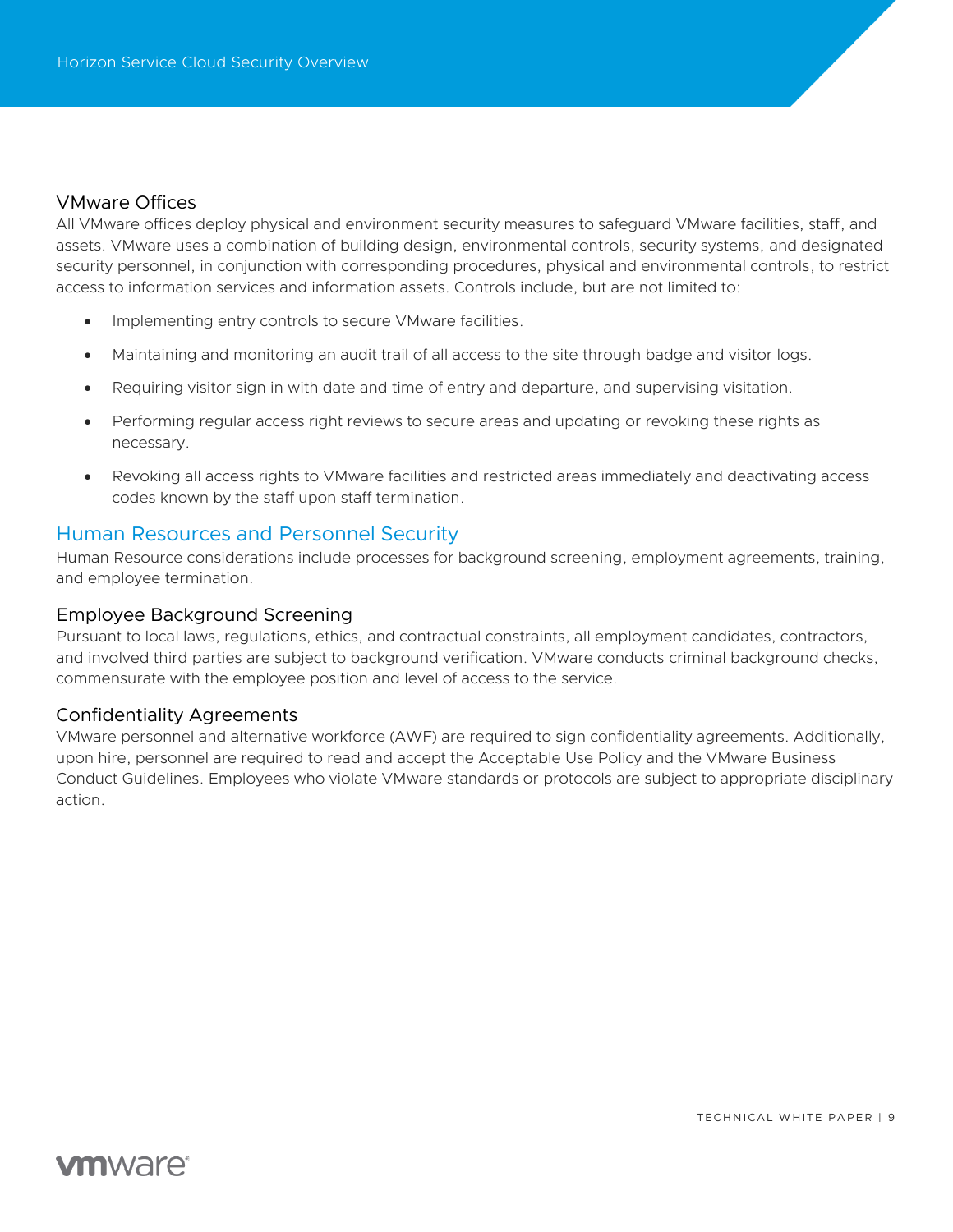### VMware Offices

All VMware offices deploy physical and environment security measures to safeguard VMware facilities, staff, and assets. VMware uses a combination of building design, environmental controls, security systems, and designated security personnel, in conjunction with corresponding procedures, physical and environmental controls, to restrict access to information services and information assets. Controls include, but are not limited to:

- Implementing entry controls to secure VMware facilities.
- Maintaining and monitoring an audit trail of all access to the site through badge and visitor logs.
- Requiring visitor sign in with date and time of entry and departure, and supervising visitation.
- Performing regular access right reviews to secure areas and updating or revoking these rights as necessary.
- Revoking all access rights to VMware facilities and restricted areas immediately and deactivating access codes known by the staff upon staff termination.

## Human Resources and Personnel Security

Human Resource considerations include processes for background screening, employment agreements, training, and employee termination.

### Employee Background Screening

Pursuant to local laws, regulations, ethics, and contractual constraints, all employment candidates, contractors, and involved third parties are subject to background verification. VMware conducts criminal background checks, commensurate with the employee position and level of access to the service.

### Confidentiality Agreements

VMware personnel and alternative workforce (AWF) are required to sign confidentiality agreements. Additionally, upon hire, personnel are required to read and accept the Acceptable Use Policy and the VMware Business Conduct Guidelines. Employees who violate VMware standards or protocols are subject to appropriate disciplinary action.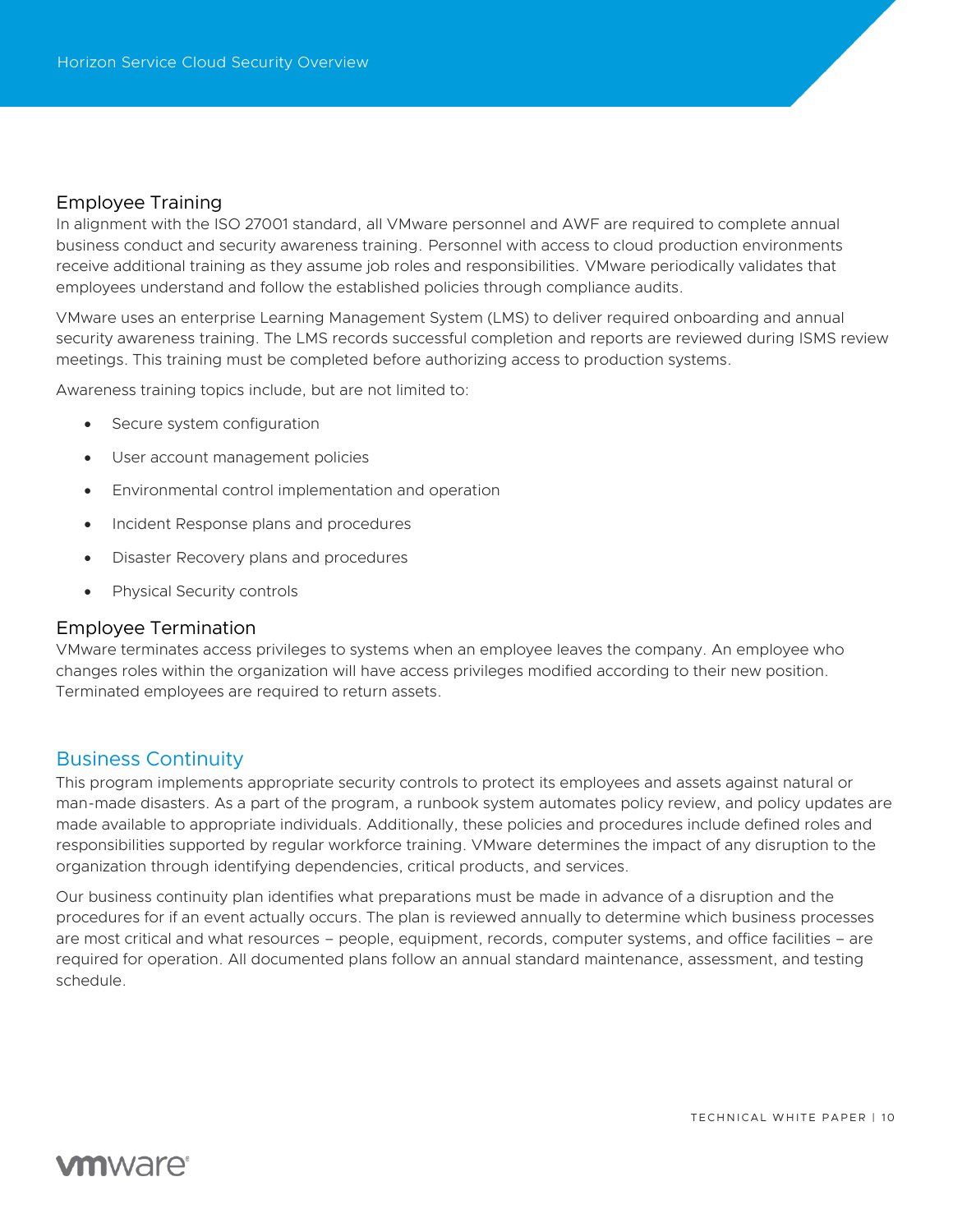### Employee Training

In alignment with the ISO 27001 standard, all VMware personnel and AWF are required to complete annual business conduct and security awareness training. Personnel with access to cloud production environments receive additional training as they assume job roles and responsibilities. VMware periodically validates that employees understand and follow the established policies through compliance audits.

VMware uses an enterprise Learning Management System (LMS) to deliver required onboarding and annual security awareness training. The LMS records successful completion and reports are reviewed during ISMS review meetings. This training must be completed before authorizing access to production systems.

Awareness training topics include, but are not limited to:

- Secure system configuration
- User account management policies
- Environmental control implementation and operation
- Incident Response plans and procedures
- Disaster Recovery plans and procedures
- Physical Security controls

### Employee Termination

VMware terminates access privileges to systems when an employee leaves the company. An employee who changes roles within the organization will have access privileges modified according to their new position. Terminated employees are required to return assets.

## Business Continuity

This program implements appropriate security controls to protect its employees and assets against natural or man-made disasters. As a part of the program, a runbook system automates policy review, and policy updates are made available to appropriate individuals. Additionally, these policies and procedures include defined roles and responsibilities supported by regular workforce training. VMware determines the impact of any disruption to the organization through identifying dependencies, critical products, and services.

Our business continuity plan identifies what preparations must be made in advance of a disruption and the procedures for if an event actually occurs. The plan is reviewed annually to determine which business processes are most critical and what resources – people, equipment, records, computer systems, and office facilities – are required for operation. All documented plans follow an annual standard maintenance, assessment, and testing schedule.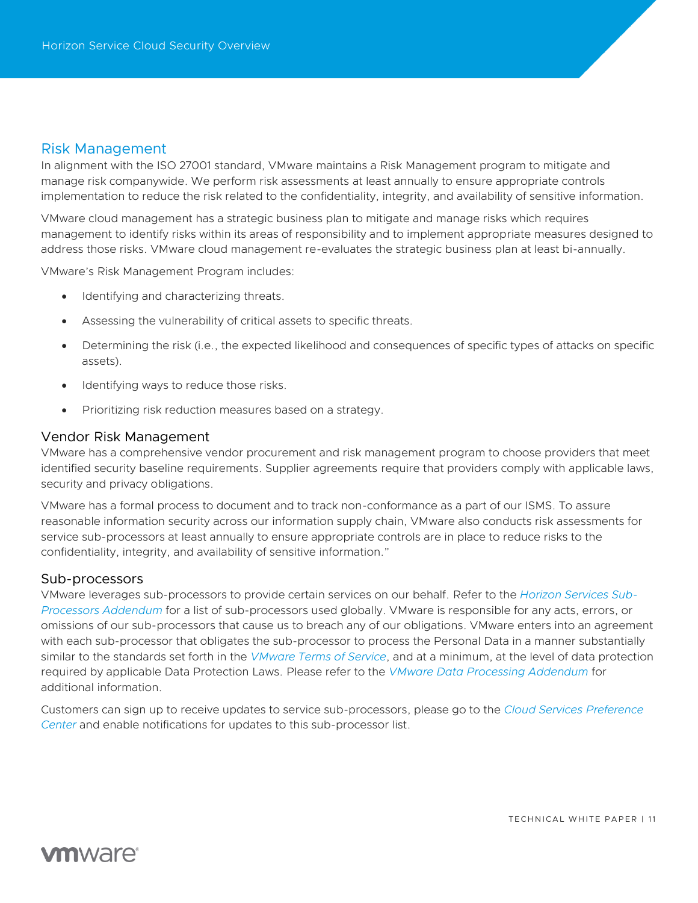## Risk Management

In alignment with the ISO 27001 standard, VMware maintains a Risk Management program to mitigate and manage risk companywide. We perform risk assessments at least annually to ensure appropriate controls implementation to reduce the risk related to the confidentiality, integrity, and availability of sensitive information.

VMware cloud management has a strategic business plan to mitigate and manage risks which requires management to identify risks within its areas of responsibility and to implement appropriate measures designed to address those risks. VMware cloud management re-evaluates the strategic business plan at least bi-annually.

VMware's Risk Management Program includes:

- Identifying and characterizing threats.
- Assessing the vulnerability of critical assets to specific threats.
- Determining the risk (i.e., the expected likelihood and consequences of specific types of attacks on specific assets).
- Identifying ways to reduce those risks.
- Prioritizing risk reduction measures based on a strategy.

### Vendor Risk Management

VMware has a comprehensive vendor procurement and risk management program to choose providers that meet identified security baseline requirements. Supplier agreements require that providers comply with applicable laws, security and privacy obligations.

VMware has a formal process to document and to track non-conformance as a part of our ISMS. To assure reasonable information security across our information supply chain, VMware also conducts risk assessments for service sub-processors at least annually to ensure appropriate controls are in place to reduce risks to the confidentiality, integrity, and availability of sensitive information."

### Sub-processors

VMware leverages sub-processors to provide certain services on our behalf. Refer to the *Horizon Services Sub-Processors Addendum* for a list of sub-processors used globally. VMware is responsible for any acts, errors, or omissions of our sub-processors that cause us to breach any of our obligations. VMware enters into an agreement with each sub-processor that obligates the sub-processor to process the Personal Data in a manner substantially similar to the standards set forth in the *VMware Terms of Service*, and at a minimum, at the level of data protection required by applicable Data Protection Laws. Please refer to the *VMware Data Processing Addendum* for additional information.

Customers can sign up to receive updates to service sub-processors, please go to the *Cloud Services Preference Center* and enable notifications for updates to this sub-processor list.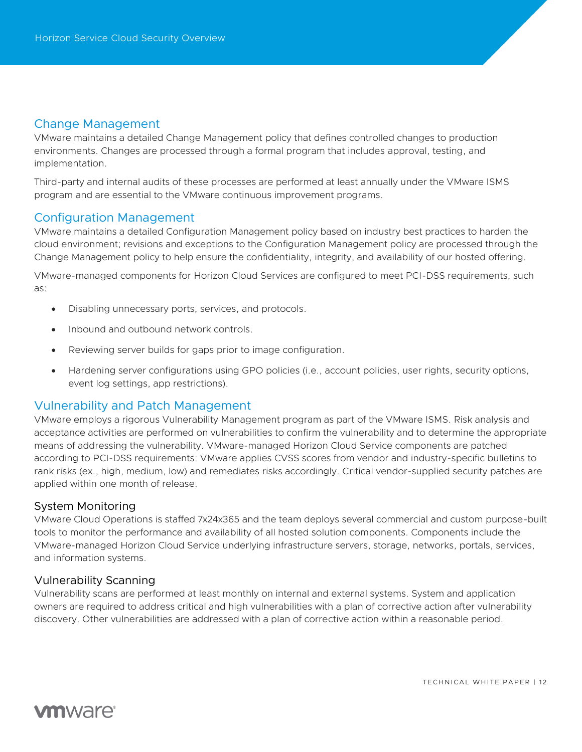## Change Management

VMware maintains a detailed Change Management policy that defines controlled changes to production environments. Changes are processed through a formal program that includes approval, testing, and implementation.

Third-party and internal audits of these processes are performed at least annually under the VMware ISMS program and are essential to the VMware continuous improvement programs.

## Configuration Management

VMware maintains a detailed Configuration Management policy based on industry best practices to harden the cloud environment; revisions and exceptions to the Configuration Management policy are processed through the Change Management policy to help ensure the confidentiality, integrity, and availability of our hosted offering.

VMware-managed components for Horizon Cloud Services are configured to meet PCI-DSS requirements, such as:

- Disabling unnecessary ports, services, and protocols.
- Inbound and outbound network controls.
- Reviewing server builds for gaps prior to image configuration.
- Hardening server configurations using GPO policies (i.e., account policies, user rights, security options, event log settings, app restrictions).

## Vulnerability and Patch Management

VMware employs a rigorous Vulnerability Management program as part of the VMware ISMS. Risk analysis and acceptance activities are performed on vulnerabilities to confirm the vulnerability and to determine the appropriate means of addressing the vulnerability. VMware-managed Horizon Cloud Service components are patched according to PCI-DSS requirements: VMware applies CVSS scores from vendor and industry-specific bulletins to rank risks (ex., high, medium, low) and remediates risks accordingly. Critical vendor-supplied security patches are applied within one month of release.

### System Monitoring

VMware Cloud Operations is staffed 7x24x365 and the team deploys several commercial and custom purpose-built tools to monitor the performance and availability of all hosted solution components. Components include the VMware-managed Horizon Cloud Service underlying infrastructure servers, storage, networks, portals, services, and information systems.

### Vulnerability Scanning

Vulnerability scans are performed at least monthly on internal and external systems. System and application owners are required to address critical and high vulnerabilities with a plan of corrective action after vulnerability discovery. Other vulnerabilities are addressed with a plan of corrective action within a reasonable period.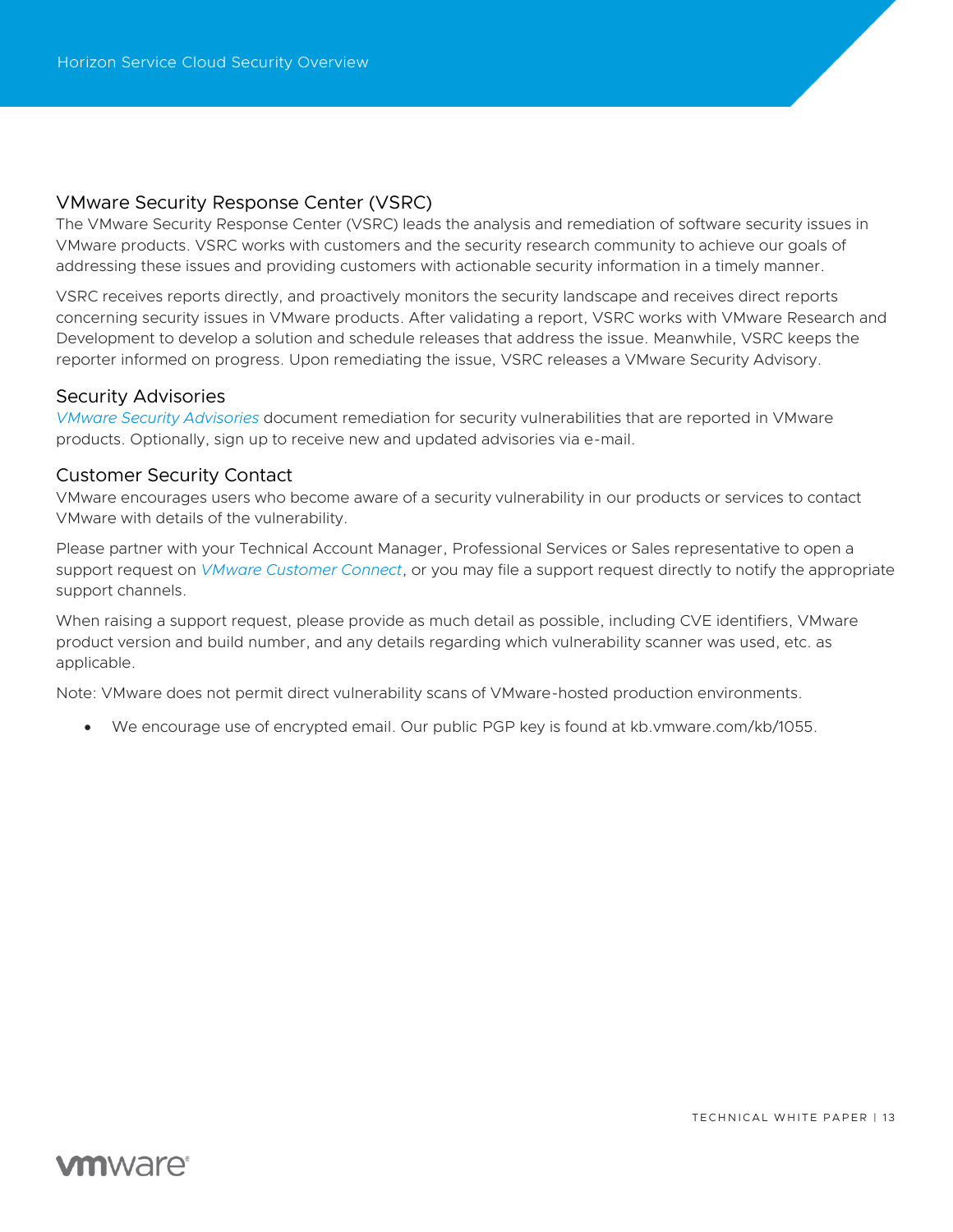## VMware Security Response Center (VSRC)

The VMware Security Response Center (VSRC) leads the analysis and remediation of software security issues in VMware products. VSRC works with customers and the security research community to achieve our goals of addressing these issues and providing customers with actionable security information in a timely manner.

VSRC receives reports directly, and proactively monitors the security landscape and receives direct reports concerning security issues in VMware products. After validating a report, VSRC works with VMware Research and Development to develop a solution and schedule releases that address the issue. Meanwhile, VSRC keeps the reporter informed on progress. Upon remediating the issue, VSRC releases a VMware Security Advisory.

## Security Advisories

*VMware Security Advisories* document remediation for security vulnerabilities that are reported in VMware products. Optionally, sign up to receive new and updated advisories via e-mail.

## Customer Security Contact

VMware encourages users who become aware of a security vulnerability in our products or services to contact VMware with details of the vulnerability.

Please partner with your Technical Account Manager, Professional Services or Sales representative to open a support request on *VMware Customer Connect*, or you may file a support request directly to notify the appropriate support channels.

When raising a support request, please provide as much detail as possible, including CVE identifiers, VMware product version and build number, and any details regarding which vulnerability scanner was used, etc. as applicable.

Note: VMware does not permit direct vulnerability scans of VMware-hosted production environments.

- We encourage use of encrypted email. Our public PGP key is found at kb.vmware.com/kb/1055.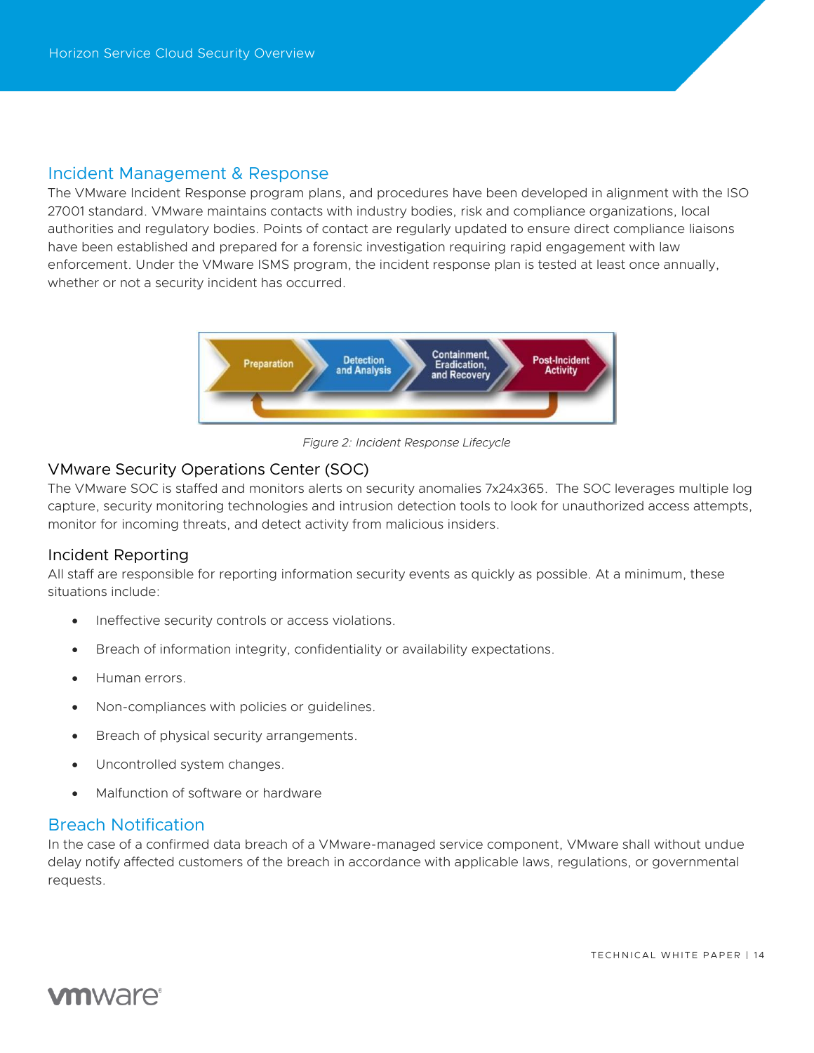## Incident Management & Response

The VMware Incident Response program plans, and procedures have been developed in alignment with the ISO 27001 standard. VMware maintains contacts with industry bodies, risk and compliance organizations, local authorities and regulatory bodies. Points of contact are regularly updated to ensure direct compliance liaisons have been established and prepared for a forensic investigation requiring rapid engagement with law enforcement. Under the VMware ISMS program, the incident response plan is tested at least once annually, whether or not a security incident has occurred.

*Figure 2: Incident Response Lifecycle*

### VMware Security Operations Center (SOC)

The VMware SOC is staffed and monitors alerts on security anomalies 7x24x365. The SOC leverages multiple log capture, security monitoring technologies and intrusion detection tools to look for unauthorized access attempts, monitor for incoming threats, and detect activity from malicious insiders.

### Incident Reporting

All staff are responsible for reporting information security events as quickly as possible. At a minimum, these situations include:

- Ineffective security controls or access violations.
- Breach of information integrity, confidentiality or availability expectations.
- Human errors.
- Non-compliances with policies or guidelines.
- Breach of physical security arrangements.
- Uncontrolled system changes.
- Malfunction of software or hardware

## Breach Notification

In the case of a confirmed data breach of a VMware-managed service component, VMware shall without undue delay notify affected customers of the breach in accordance with applicable laws, regulations, or governmental requests.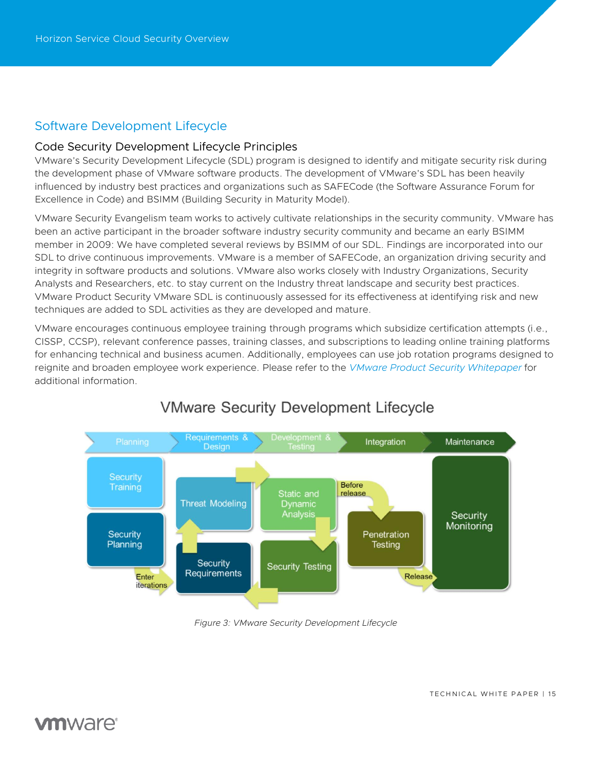## Software Development Lifecycle

### Code Security Development Lifecycle Principles

VMware's Security Development Lifecycle (SDL) program is designed to identify and mitigate security risk during the development phase of VMware software products. The development of VMware's SDL has been heavily influenced by industry best practices and organizations such as SAFECode (the Software Assurance Forum for Excellence in Code) and BSIMM (Building Security in Maturity Model).

VMware Security Evangelism team works to actively cultivate relationships in the security community. VMware has been an active participant in the broader software industry security community and became an early BSIMM member in 2009: We have completed several reviews by BSIMM of our SDL. Findings are incorporated into our SDL to drive continuous improvements. VMware is a member of SAFECode, an organization driving security and integrity in software products and solutions. VMware also works closely with Industry Organizations, Security Analysts and Researchers, etc. to stay current on the Industry threat landscape and security best practices. VMware Product Security VMware SDL is continuously assessed for its effectiveness at identifying risk and new techniques are added to SDL activities as they are developed and mature.

VMware encourages continuous employee training through programs which subsidize certification attempts (i.e., CISSP, CCSP), relevant conference passes, training classes, and subscriptions to leading online training platforms for enhancing technical and business acumen. Additionally, employees can use job rotation programs designed to reignite and broaden employee work experience. Please refer to the *VMware Product Security Whitepaper* for additional information.

VMware Security Development Lifecycle

Planning → Requirements & Design → Development & Testing → Integration → Maintenance

Security Training; Security Planning; Enter iterations; Security Requirements; Threat Modeling; Static and Dynamic Analysis; Security Testing; Before release; Penetration Testing; Release; Security Monitoring

*Figure 3: VMware Security Development Lifecycle*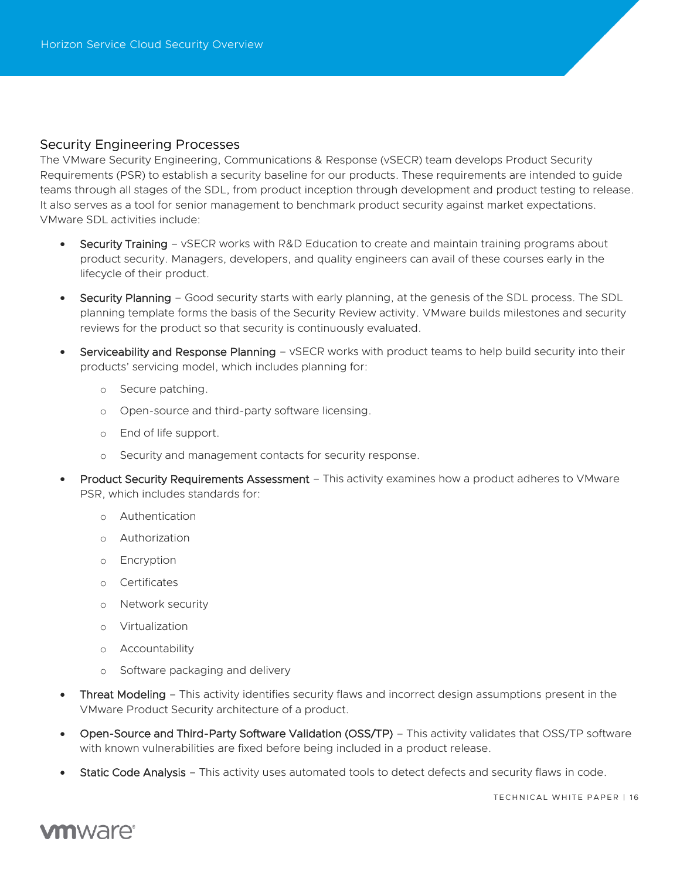## Security Engineering Processes

The VMware Security Engineering, Communications & Response (vSECR) team develops Product Security Requirements (PSR) to establish a security baseline for our products. These requirements are intended to guide teams through all stages of the SDL, from product inception through development and product testing to release. It also serves as a tool for senior management to benchmark product security against market expectations. VMware SDL activities include:

- Security Training – vSECR works with R&D Education to create and maintain training programs about product security. Managers, developers, and quality engineers can avail of these courses early in the lifecycle of their product.
- Security Planning – Good security starts with early planning, at the genesis of the SDL process. The SDL planning template forms the basis of the Security Review activity. VMware builds milestones and security reviews for the product so that security is continuously evaluated.
- Serviceability and Response Planning – vSECR works with product teams to help build security into their products' servicing model, which includes planning for:
    - Secure patching.
    - Open-source and third-party software licensing.
    - End of life support.
    - Security and management contacts for security response.
- Product Security Requirements Assessment – This activity examines how a product adheres to VMware PSR, which includes standards for:
    - Authentication
    - Authorization
    - Encryption
    - Certificates
    - Network security
    - Virtualization
    - Accountability
    - Software packaging and delivery
- Threat Modeling – This activity identifies security flaws and incorrect design assumptions present in the VMware Product Security architecture of a product.
- Open-Source and Third-Party Software Validation (OSS/TP) – This activity validates that OSS/TP software with known vulnerabilities are fixed before being included in a product release.
- Static Code Analysis – This activity uses automated tools to detect defects and security flaws in code.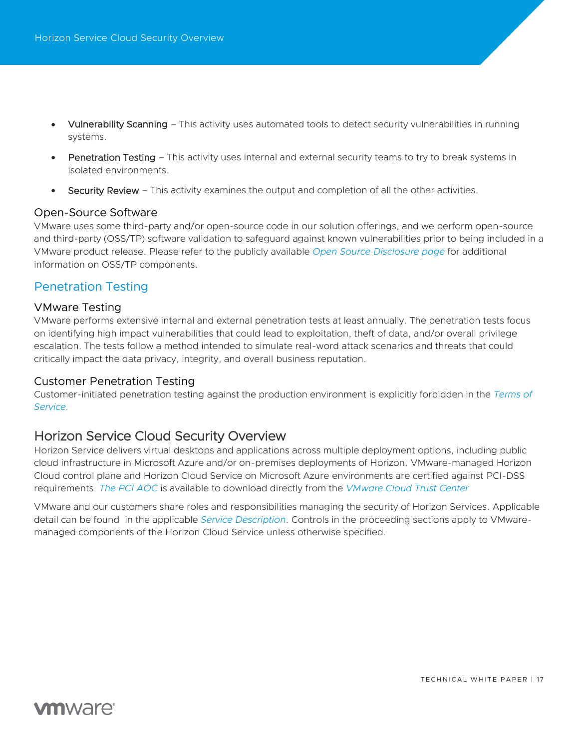- **Vulnerability Scanning** – This activity uses automated tools to detect security vulnerabilities in running systems.
- **Penetration Testing** – This activity uses internal and external security teams to try to break systems in isolated environments.
- **Security Review** – This activity examines the output and completion of all the other activities.

### Open-Source Software

VMware uses some third-party and/or open-source code in our solution offerings, and we perform open-source and third-party (OSS/TP) software validation to safeguard against known vulnerabilities prior to being included in a VMware product release. Please refer to the publicly available *Open Source Disclosure page* for additional information on OSS/TP components.

## Penetration Testing

### VMware Testing

VMware performs extensive internal and external penetration tests at least annually. The penetration tests focus on identifying high impact vulnerabilities that could lead to exploitation, theft of data, and/or overall privilege escalation. The tests follow a method intended to simulate real-word attack scenarios and threats that could critically impact the data privacy, integrity, and overall business reputation.

### Customer Penetration Testing

Customer-initiated penetration testing against the production environment is explicitly forbidden in the *Terms of Service.*

## Horizon Service Cloud Security Overview

Horizon Service delivers virtual desktops and applications across multiple deployment options, including public cloud infrastructure in Microsoft Azure and/or on-premises deployments of Horizon. VMware-managed Horizon Cloud control plane and Horizon Cloud Service on Microsoft Azure environments are certified against PCI-DSS requirements. *The PCI AOC* is available to download directly from the *VMware Cloud Trust Center*

VMware and our customers share roles and responsibilities managing the security of Horizon Services. Applicable detail can be found in the applicable *Service Description*. Controls in the proceeding sections apply to VMware-managed components of the Horizon Cloud Service unless otherwise specified.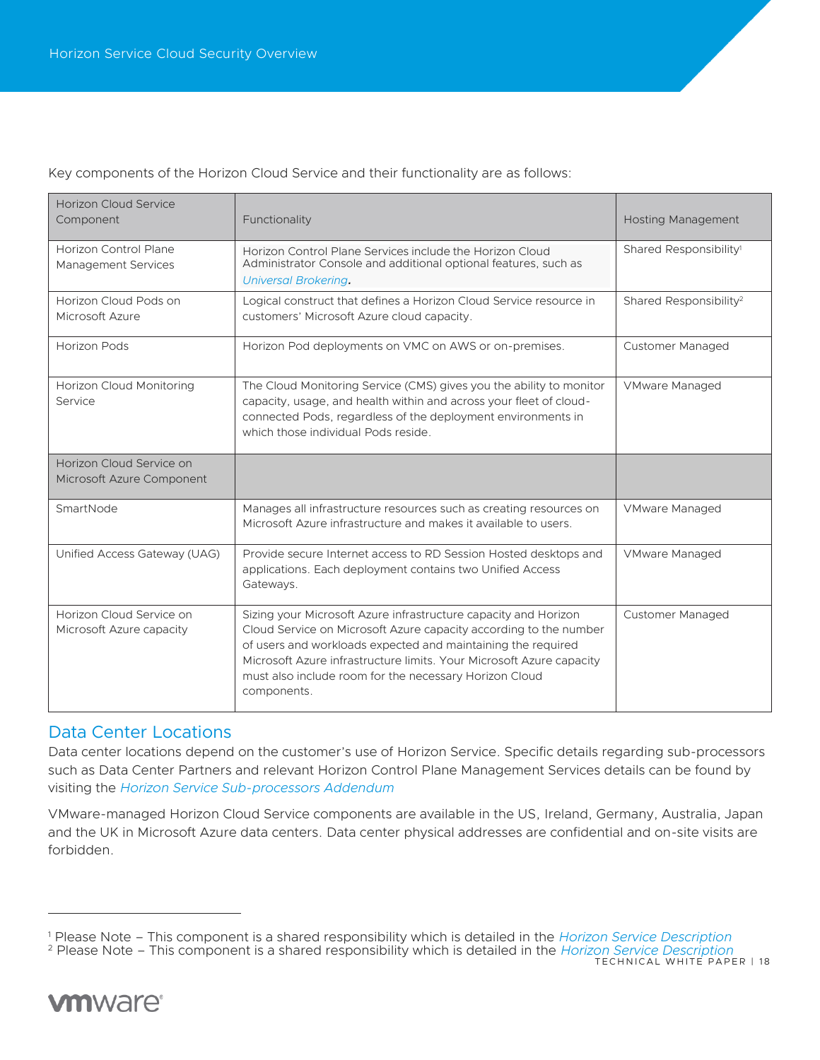Key components of the Horizon Cloud Service and their functionality are as follows:

| Horizon Cloud Service Component | Functionality | Hosting Management |
|---|---|---|
| Horizon Control Plane Management Services | Horizon Control Plane Services include the Horizon Cloud Administrator Console and additional optional features, such as *Universal Brokering*. | Shared Responsibility[1] |
| Horizon Cloud Pods on Microsoft Azure | Logical construct that defines a Horizon Cloud Service resource in customers' Microsoft Azure cloud capacity. | Shared Responsibility[2] |
| Horizon Pods | Horizon Pod deployments on VMC on AWS or on-premises. | Customer Managed |
| Horizon Cloud Monitoring Service | The Cloud Monitoring Service (CMS) gives you the ability to monitor capacity, usage, and health within and across your fleet of cloud-connected Pods, regardless of the deployment environments in which those individual Pods reside. | VMware Managed |
| Horizon Cloud Service on Microsoft Azure Component | | |
| SmartNode | Manages all infrastructure resources such as creating resources on Microsoft Azure infrastructure and makes it available to users. | VMware Managed |
| Unified Access Gateway (UAG) | Provide secure Internet access to RD Session Hosted desktops and applications. Each deployment contains two Unified Access Gateways. | VMware Managed |
| Horizon Cloud Service on Microsoft Azure capacity | Sizing your Microsoft Azure infrastructure capacity and Horizon Cloud Service on Microsoft Azure capacity according to the number of users and workloads expected and maintaining the required Microsoft Azure infrastructure limits. Your Microsoft Azure capacity must also include room for the necessary Horizon Cloud components. | Customer Managed |

## Data Center Locations

Data center locations depend on the customer's use of Horizon Service. Specific details regarding sub-processors such as Data Center Partners and relevant Horizon Control Plane Management Services details can be found by visiting the *Horizon Service Sub-processors Addendum*

VMware-managed Horizon Cloud Service components are available in the US, Ireland, Germany, Australia, Japan and the UK in Microsoft Azure data centers. Data center physical addresses are confidential and on-site visits are forbidden.

---

[1] Please Note – This component is a shared responsibility which is detailed in the *Horizon Service Description*

[2] Please Note – This component is a shared responsibility which is detailed in the *Horizon Service Description*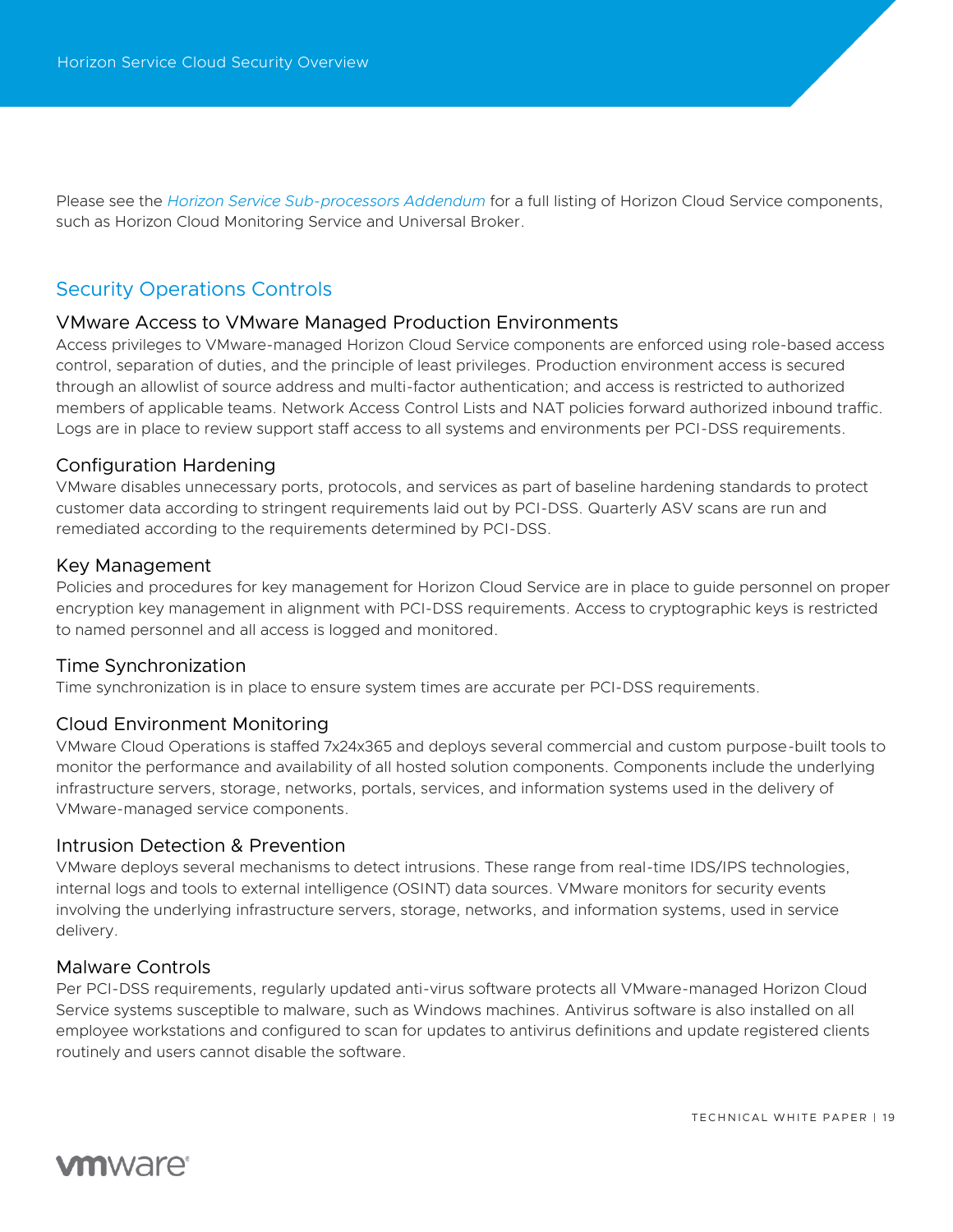Please see the *Horizon Service Sub-processors Addendum* for a full listing of Horizon Cloud Service components, such as Horizon Cloud Monitoring Service and Universal Broker.

## Security Operations Controls

### VMware Access to VMware Managed Production Environments

Access privileges to VMware-managed Horizon Cloud Service components are enforced using role-based access control, separation of duties, and the principle of least privileges. Production environment access is secured through an allowlist of source address and multi-factor authentication; and access is restricted to authorized members of applicable teams. Network Access Control Lists and NAT policies forward authorized inbound traffic. Logs are in place to review support staff access to all systems and environments per PCI-DSS requirements.

### Configuration Hardening

VMware disables unnecessary ports, protocols, and services as part of baseline hardening standards to protect customer data according to stringent requirements laid out by PCI-DSS. Quarterly ASV scans are run and remediated according to the requirements determined by PCI-DSS.

### Key Management

Policies and procedures for key management for Horizon Cloud Service are in place to guide personnel on proper encryption key management in alignment with PCI-DSS requirements. Access to cryptographic keys is restricted to named personnel and all access is logged and monitored.

### Time Synchronization

Time synchronization is in place to ensure system times are accurate per PCI-DSS requirements.

### Cloud Environment Monitoring

VMware Cloud Operations is staffed 7x24x365 and deploys several commercial and custom purpose-built tools to monitor the performance and availability of all hosted solution components. Components include the underlying infrastructure servers, storage, networks, portals, services, and information systems used in the delivery of VMware-managed service components.

### Intrusion Detection & Prevention

VMware deploys several mechanisms to detect intrusions. These range from real-time IDS/IPS technologies, internal logs and tools to external intelligence (OSINT) data sources. VMware monitors for security events involving the underlying infrastructure servers, storage, networks, and information systems, used in service delivery.

### Malware Controls

Per PCI-DSS requirements, regularly updated anti-virus software protects all VMware-managed Horizon Cloud Service systems susceptible to malware, such as Windows machines. Antivirus software is also installed on all employee workstations and configured to scan for updates to antivirus definitions and update registered clients routinely and users cannot disable the software.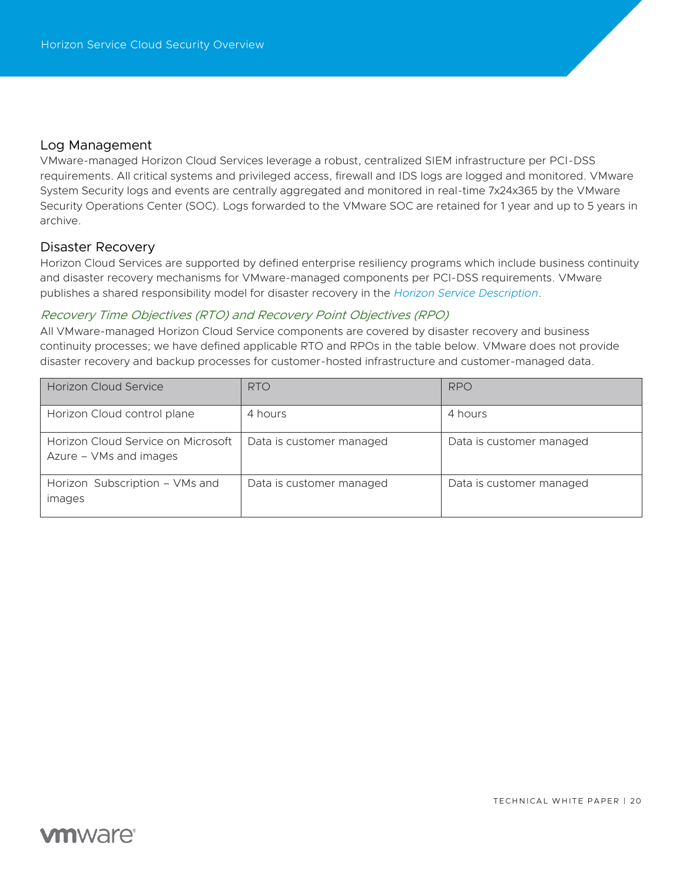## Log Management

VMware-managed Horizon Cloud Services leverage a robust, centralized SIEM infrastructure per PCI-DSS requirements. All critical systems and privileged access, firewall and IDS logs are logged and monitored. VMware System Security logs and events are centrally aggregated and monitored in real-time 7x24x365 by the VMware Security Operations Center (SOC). Logs forwarded to the VMware SOC are retained for 1 year and up to 5 years in archive.

## Disaster Recovery

Horizon Cloud Services are supported by defined enterprise resiliency programs which include business continuity and disaster recovery mechanisms for VMware-managed components per PCI-DSS requirements. VMware publishes a shared responsibility model for disaster recovery in the *Horizon Service Description*.

### *Recovery Time Objectives (RTO) and Recovery Point Objectives (RPO)*

All VMware-managed Horizon Cloud Service components are covered by disaster recovery and business continuity processes; we have defined applicable RTO and RPOs in the table below. VMware does not provide disaster recovery and backup processes for customer-hosted infrastructure and customer-managed data.

| Horizon Cloud Service | RTO | RPO |
| --- | --- | --- |
| Horizon Cloud control plane | 4 hours | 4 hours |
| Horizon Cloud Service on Microsoft Azure – VMs and images | Data is customer managed | Data is customer managed |
| Horizon Subscription – VMs and images | Data is customer managed | Data is customer managed |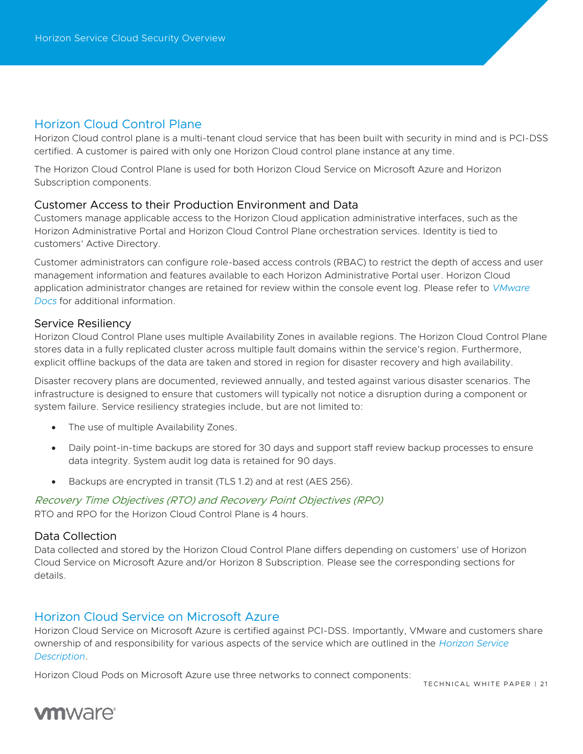## Horizon Cloud Control Plane

Horizon Cloud control plane is a multi-tenant cloud service that has been built with security in mind and is PCI-DSS certified. A customer is paired with only one Horizon Cloud control plane instance at any time.

The Horizon Cloud Control Plane is used for both Horizon Cloud Service on Microsoft Azure and Horizon Subscription components.

### Customer Access to their Production Environment and Data

Customers manage applicable access to the Horizon Cloud application administrative interfaces, such as the Horizon Administrative Portal and Horizon Cloud Control Plane orchestration services. Identity is tied to customers' Active Directory.

Customer administrators can configure role-based access controls (RBAC) to restrict the depth of access and user management information and features available to each Horizon Administrative Portal user. Horizon Cloud application administrator changes are retained for review within the console event log. Please refer to *VMware Docs* for additional information.

### Service Resiliency

Horizon Cloud Control Plane uses multiple Availability Zones in available regions. The Horizon Cloud Control Plane stores data in a fully replicated cluster across multiple fault domains within the service's region. Furthermore, explicit offline backups of the data are taken and stored in region for disaster recovery and high availability.

Disaster recovery plans are documented, reviewed annually, and tested against various disaster scenarios. The infrastructure is designed to ensure that customers will typically not notice a disruption during a component or system failure. Service resiliency strategies include, but are not limited to:

- The use of multiple Availability Zones.
- Daily point-in-time backups are stored for 30 days and support staff review backup processes to ensure data integrity. System audit log data is retained for 90 days.
- Backups are encrypted in transit (TLS 1.2) and at rest (AES 256).

#### *Recovery Time Objectives (RTO) and Recovery Point Objectives (RPO)*

RTO and RPO for the Horizon Cloud Control Plane is 4 hours.

### Data Collection

Data collected and stored by the Horizon Cloud Control Plane differs depending on customers' use of Horizon Cloud Service on Microsoft Azure and/or Horizon 8 Subscription. Please see the corresponding sections for details.

## Horizon Cloud Service on Microsoft Azure

Horizon Cloud Service on Microsoft Azure is certified against PCI-DSS. Importantly, VMware and customers share ownership of and responsibility for various aspects of the service which are outlined in the *Horizon Service Description*.

Horizon Cloud Pods on Microsoft Azure use three networks to connect components: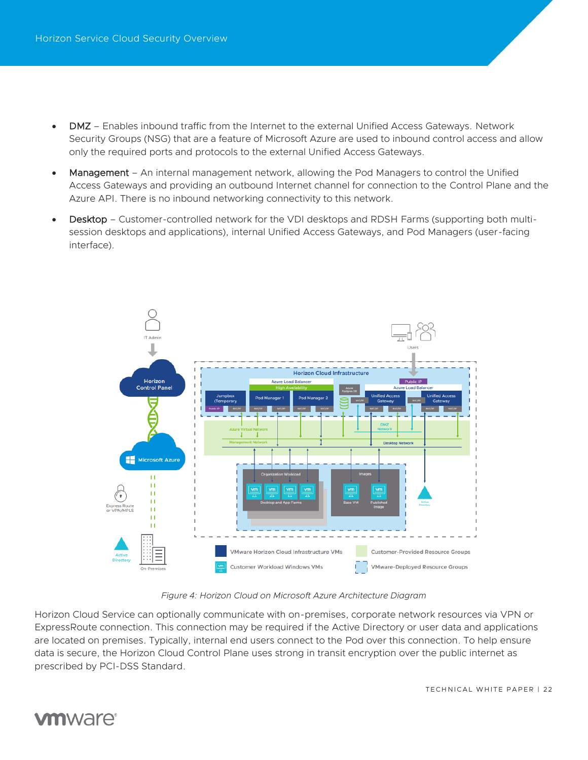- **DMZ** – Enables inbound traffic from the Internet to the external Unified Access Gateways. Network Security Groups (NSG) that are a feature of Microsoft Azure are used to inbound control access and allow only the required ports and protocols to the external Unified Access Gateways.
- **Management** – An internal management network, allowing the Pod Managers to control the Unified Access Gateways and providing an outbound Internet channel for connection to the Control Plane and the Azure API. There is no inbound networking connectivity to this network.
- **Desktop** – Customer-controlled network for the VDI desktops and RDSH Farms (supporting both multi-session desktops and applications), internal Unified Access Gateways, and Pod Managers (user-facing interface).

*Figure 4: Horizon Cloud on Microsoft Azure Architecture Diagram*

Horizon Cloud Service can optionally communicate with on-premises, corporate network resources via VPN or ExpressRoute connection. This connection may be required if the Active Directory or user data and applications are located on premises. Typically, internal end users connect to the Pod over this connection. To help ensure data is secure, the Horizon Cloud Control Plane uses strong in transit encryption over the public internet as prescribed by PCI-DSS Standard.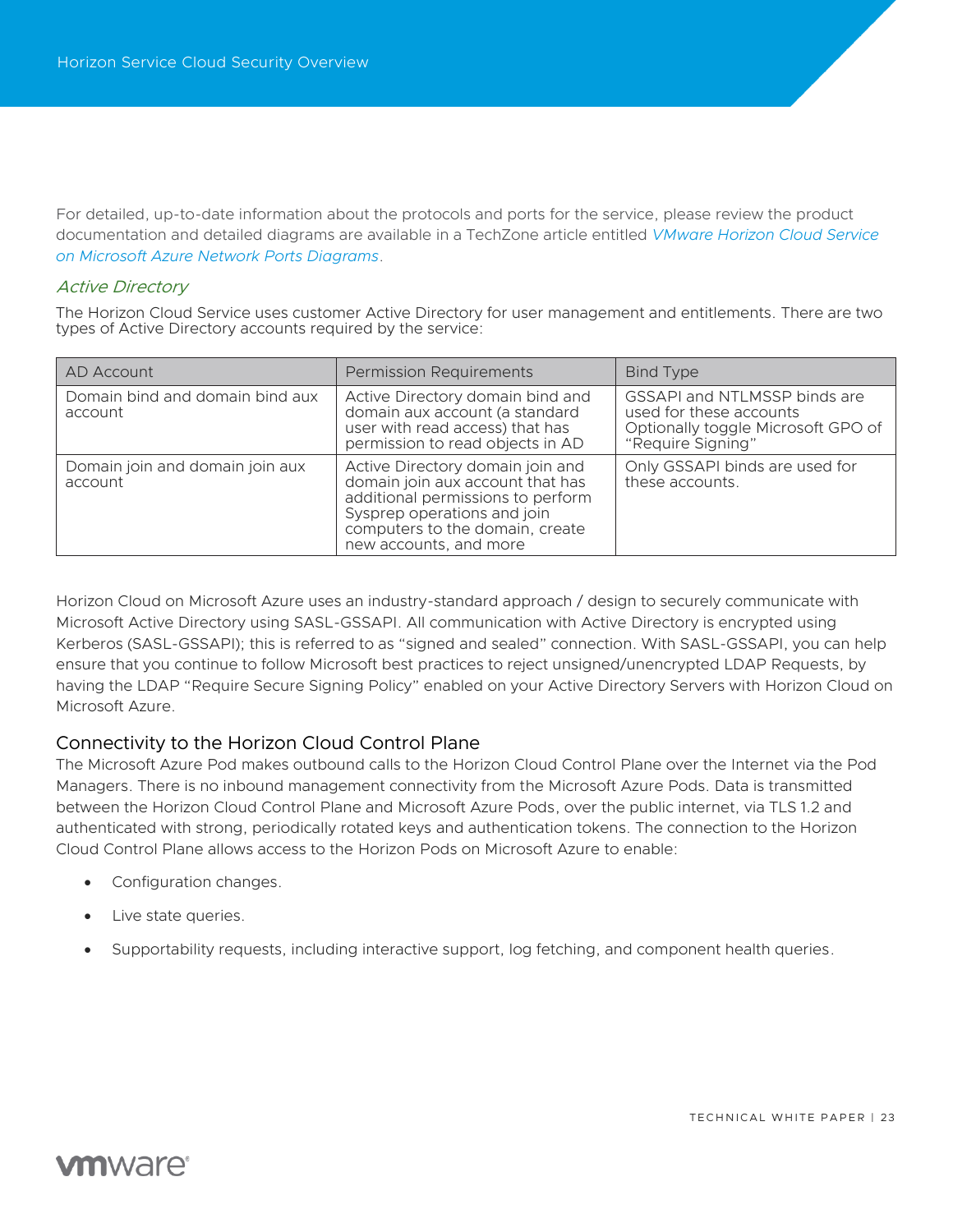For detailed, up-to-date information about the protocols and ports for the service, please review the product documentation and detailed diagrams are available in a TechZone article entitled *VMware Horizon Cloud Service on Microsoft Azure Network Ports Diagrams*.

### *Active Directory*

The Horizon Cloud Service uses customer Active Directory for user management and entitlements. There are two types of Active Directory accounts required by the service:

| AD Account | Permission Requirements | Bind Type |
| --- | --- | --- |
| Domain bind and domain bind aux account | Active Directory domain bind and domain aux account (a standard user with read access) that has permission to read objects in AD | GSSAPI and NTLMSSP binds are used for these accounts Optionally toggle Microsoft GPO of "Require Signing" |
| Domain join and domain join aux account | Active Directory domain join and domain join aux account that has additional permissions to perform Sysprep operations and join computers to the domain, create new accounts, and more | Only GSSAPI binds are used for these accounts. |

Horizon Cloud on Microsoft Azure uses an industry-standard approach / design to securely communicate with Microsoft Active Directory using SASL-GSSAPI. All communication with Active Directory is encrypted using Kerberos (SASL-GSSAPI); this is referred to as "signed and sealed" connection. With SASL-GSSAPI, you can help ensure that you continue to follow Microsoft best practices to reject unsigned/unencrypted LDAP Requests, by having the LDAP "Require Secure Signing Policy" enabled on your Active Directory Servers with Horizon Cloud on Microsoft Azure.

## Connectivity to the Horizon Cloud Control Plane

The Microsoft Azure Pod makes outbound calls to the Horizon Cloud Control Plane over the Internet via the Pod Managers. There is no inbound management connectivity from the Microsoft Azure Pods. Data is transmitted between the Horizon Cloud Control Plane and Microsoft Azure Pods, over the public internet, via TLS 1.2 and authenticated with strong, periodically rotated keys and authentication tokens. The connection to the Horizon Cloud Control Plane allows access to the Horizon Pods on Microsoft Azure to enable:

- Configuration changes.
- Live state queries.
- Supportability requests, including interactive support, log fetching, and component health queries.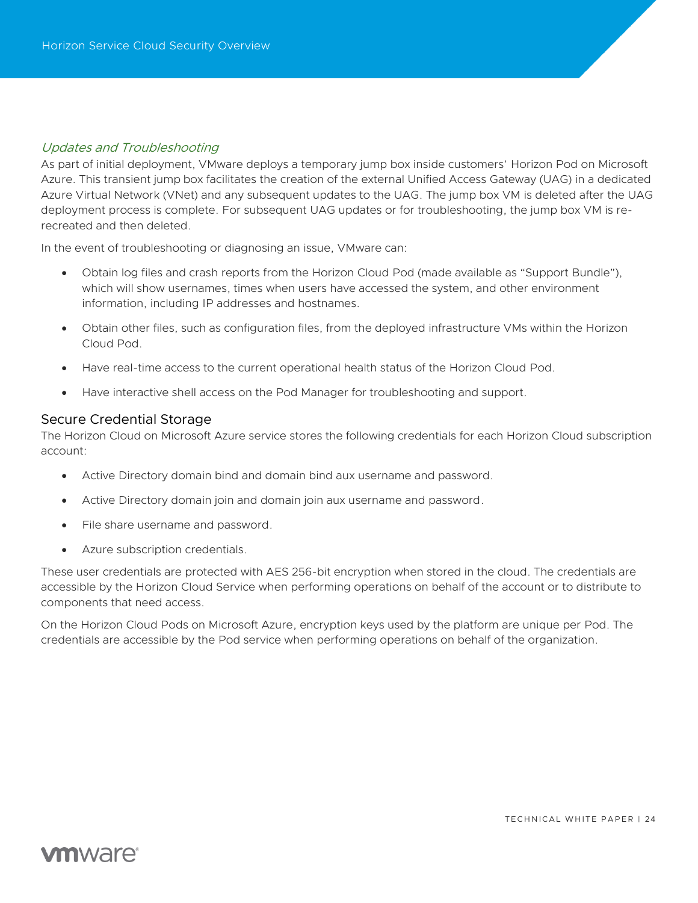### *Updates and Troubleshooting*

As part of initial deployment, VMware deploys a temporary jump box inside customers' Horizon Pod on Microsoft Azure. This transient jump box facilitates the creation of the external Unified Access Gateway (UAG) in a dedicated Azure Virtual Network (VNet) and any subsequent updates to the UAG. The jump box VM is deleted after the UAG deployment process is complete. For subsequent UAG updates or for troubleshooting, the jump box VM is re-recreated and then deleted.

In the event of troubleshooting or diagnosing an issue, VMware can:

- Obtain log files and crash reports from the Horizon Cloud Pod (made available as "Support Bundle"), which will show usernames, times when users have accessed the system, and other environment information, including IP addresses and hostnames.
- Obtain other files, such as configuration files, from the deployed infrastructure VMs within the Horizon Cloud Pod.
- Have real-time access to the current operational health status of the Horizon Cloud Pod.
- Have interactive shell access on the Pod Manager for troubleshooting and support.

## Secure Credential Storage

The Horizon Cloud on Microsoft Azure service stores the following credentials for each Horizon Cloud subscription account:

- Active Directory domain bind and domain bind aux username and password.
- Active Directory domain join and domain join aux username and password.
- File share username and password.
- Azure subscription credentials.

These user credentials are protected with AES 256-bit encryption when stored in the cloud. The credentials are accessible by the Horizon Cloud Service when performing operations on behalf of the account or to distribute to components that need access.

On the Horizon Cloud Pods on Microsoft Azure, encryption keys used by the platform are unique per Pod. The credentials are accessible by the Pod service when performing operations on behalf of the organization.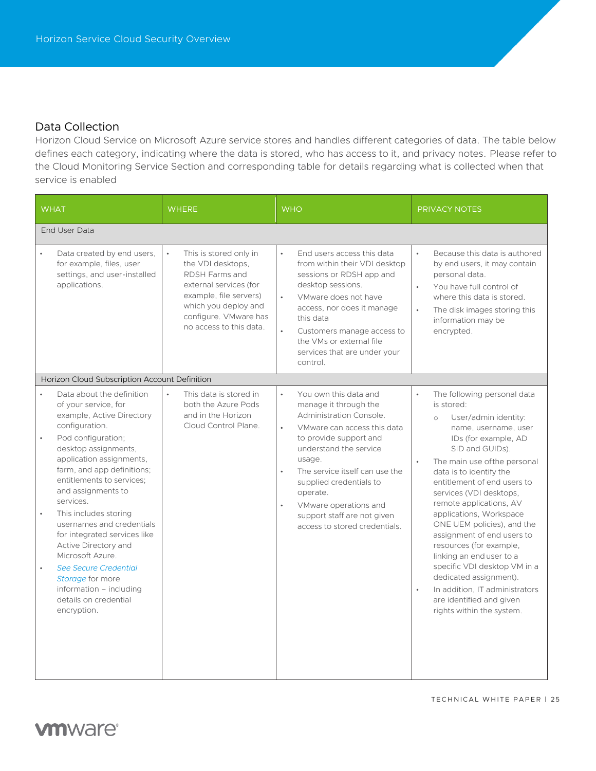## Data Collection

Horizon Cloud Service on Microsoft Azure service stores and handles different categories of data. The table below defines each category, indicating where the data is stored, who has access to it, and privacy notes. Please refer to the Cloud Monitoring Service Section and corresponding table for details regarding what is collected when that service is enabled

| WHAT | WHERE | WHO | PRIVACY NOTES |
|---|---|---|---|
| **End User Data** | | | |
| • Data created by end users, for example, files, user settings, and user-installed applications. | • This is stored only in the VDI desktops, RDSH Farms and external services (for example, file servers) which you deploy and configure. VMware has no access to this data. | • End users access this data from within their VDI desktop sessions or RDSH app and desktop sessions.<br>• VMware does not have access, nor does it manage this data<br>• Customers manage access to the VMs or external file services that are under your control. | • Because this data is authored by end users, it may contain personal data.<br>• You have full control of where this data is stored.<br>• The disk images storing this information may be encrypted. |
| **Horizon Cloud Subscription Account Definition** | | | |
| • Data about the definition of your service, for example, Active Directory configuration.<br>• Pod configuration; desktop assignments, application assignments, farm, and app definitions; entitlements to services; and assignments to services.<br>• This includes storing usernames and credentials for integrated services like Active Directory and Microsoft Azure.<br>• *See Secure Credential Storage* for more information – including details on credential encryption. | • This data is stored in both the Azure Pods and in the Horizon Cloud Control Plane. | • You own this data and manage it through the Administration Console.<br>• VMware can access this data to provide support and understand the service usage.<br>• The service itself can use the supplied credentials to operate.<br>• VMware operations and support staff are not given access to stored credentials. | • The following personal data is stored:<br>&nbsp;&nbsp;○ User/admin identity: name, username, user IDs (for example, AD SID and GUIDs).<br>• The main use ofthe personal data is to identify the entitlement of end users to services (VDI desktops, remote applications, AV applications, Workspace ONE UEM policies), and the assignment of end users to resources (for example, linking an end user to a specific VDI desktop VM in a dedicated assignment).<br>• In addition, IT administrators are identified and given rights within the system. |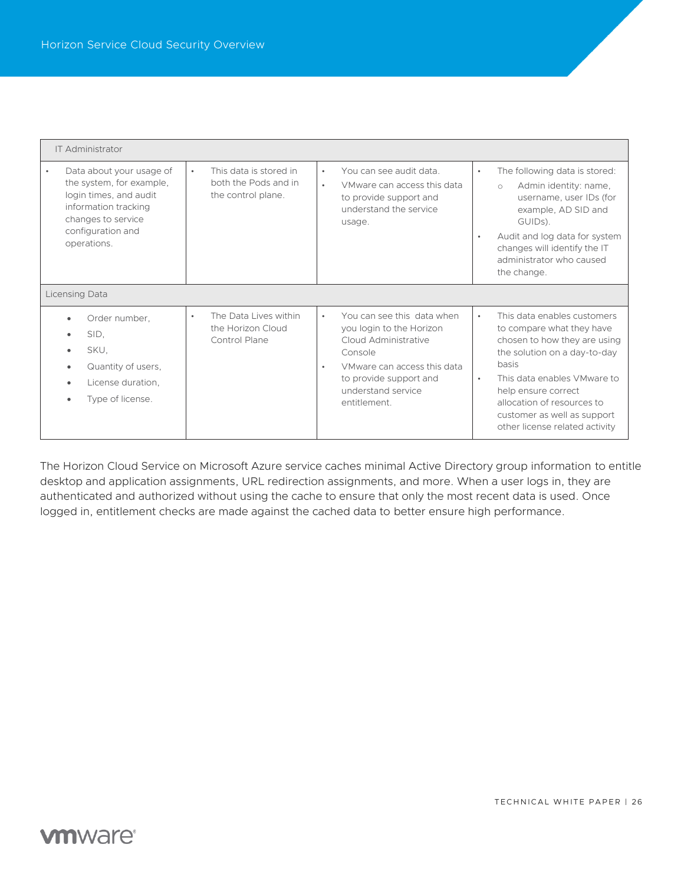| | | | |
|---|---|---|---|
| IT Administrator | | | |
| • Data about your usage of the system, for example, login times, and audit information tracking changes to service configuration and operations. | • This data is stored in both the Pods and in the control plane. | • You can see audit data.<br>• VMware can access this data to provide support and understand the service usage. | • The following data is stored:<br>  ○ Admin identity: name, username, user IDs (for example, AD SID and GUIDs).<br>• Audit and log data for system changes will identify the IT administrator who caused the change. |
| Licensing Data | | | |
| • Order number,<br>• SID,<br>• SKU,<br>• Quantity of users,<br>• License duration,<br>• Type of license. | • The Data Lives within the Horizon Cloud Control Plane | • You can see this data when you login to the Horizon Cloud Administrative Console<br>• VMware can access this data to provide support and understand service entitlement. | • This data enables customers to compare what they have chosen to how they are using the solution on a day-to-day basis<br>• This data enables VMware to help ensure correct allocation of resources to customer as well as support other license related activity |

The Horizon Cloud Service on Microsoft Azure service caches minimal Active Directory group information to entitle desktop and application assignments, URL redirection assignments, and more. When a user logs in, they are authenticated and authorized without using the cache to ensure that only the most recent data is used. Once logged in, entitlement checks are made against the cached data to better ensure high performance.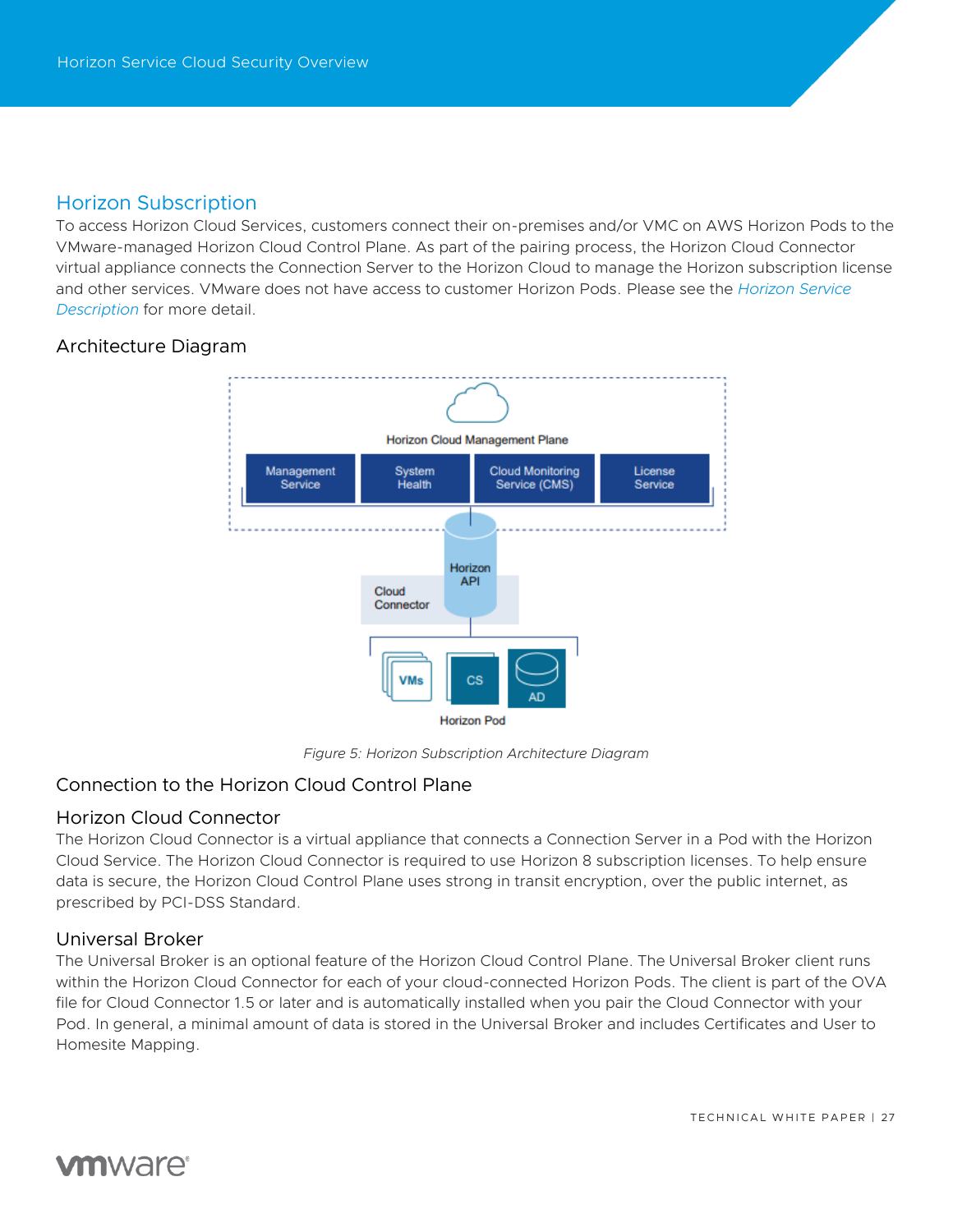## Horizon Subscription

To access Horizon Cloud Services, customers connect their on-premises and/or VMC on AWS Horizon Pods to the VMware-managed Horizon Cloud Control Plane. As part of the pairing process, the Horizon Cloud Connector virtual appliance connects the Connection Server to the Horizon Cloud to manage the Horizon subscription license and other services. VMware does not have access to customer Horizon Pods. Please see the *Horizon Service Description* for more detail.

### Architecture Diagram

*Figure 5: Horizon Subscription Architecture Diagram*

### Connection to the Horizon Cloud Control Plane

### Horizon Cloud Connector

The Horizon Cloud Connector is a virtual appliance that connects a Connection Server in a Pod with the Horizon Cloud Service. The Horizon Cloud Connector is required to use Horizon 8 subscription licenses. To help ensure data is secure, the Horizon Cloud Control Plane uses strong in transit encryption, over the public internet, as prescribed by PCI-DSS Standard.

### Universal Broker

The Universal Broker is an optional feature of the Horizon Cloud Control Plane. The Universal Broker client runs within the Horizon Cloud Connector for each of your cloud-connected Horizon Pods. The client is part of the OVA file for Cloud Connector 1.5 or later and is automatically installed when you pair the Cloud Connector with your Pod. In general, a minimal amount of data is stored in the Universal Broker and includes Certificates and User to Homesite Mapping.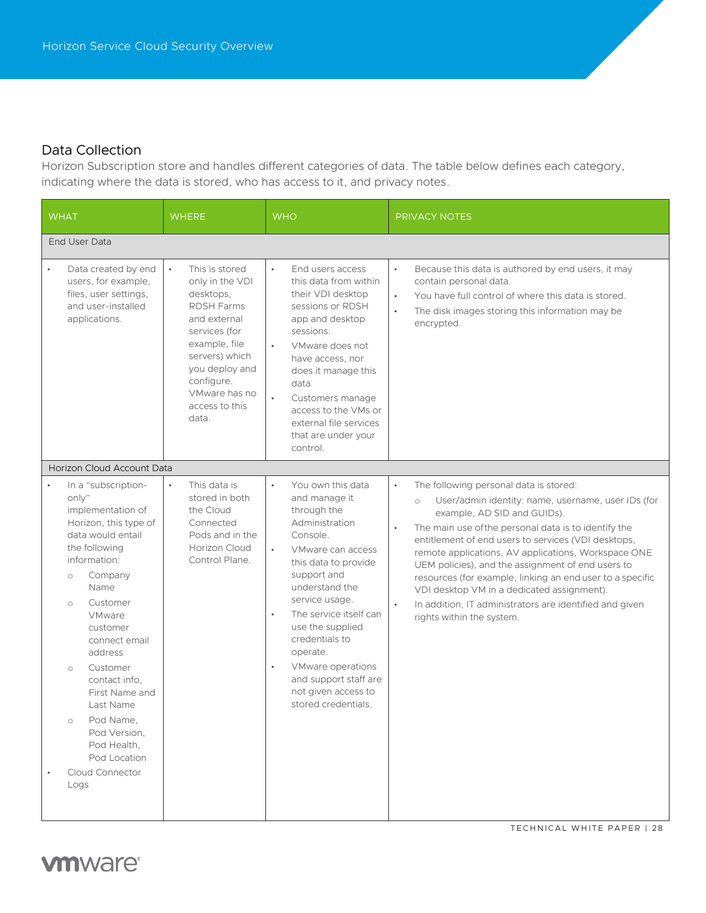## Data Collection

Horizon Subscription store and handles different categories of data. The table below defines each category, indicating where the data is stored, who has access to it, and privacy notes.

| WHAT | WHERE | WHO | PRIVACY NOTES |
|---|---|---|---|
| **End User Data** | | | |
| • Data created by end users, for example, files, user settings, and user-installed applications. | • This is stored only in the VDI desktops, RDSH Farms and external services (for example, file servers) which you deploy and configure. VMware has no access to this data. | • End users access this data from within their VDI desktop sessions or RDSH app and desktop sessions.<br>• VMware does not have access, nor does it manage this data<br>• Customers manage access to the VMs or external file services that are under your control. | • Because this data is authored by end users, it may contain personal data.<br>• You have full control of where this data is stored.<br>• The disk images storing this information may be encrypted. |
| **Horizon Cloud Account Data** | | | |
| • In a "subscription-only" implementation of Horizon, this type of data would entail the following information:<br>  ○ Company Name<br>  ○ Customer VMware customer connect email address<br>  ○ Customer contact info, First Name and Last Name<br>  ○ Pod Name, Pod Version, Pod Health, Pod Location<br>• Cloud Connector Logs | • This data is stored in both the Cloud Connected Pods and in the Horizon Cloud Control Plane. | • You own this data and manage it through the Administration Console.<br>• VMware can access this data to provide support and understand the service usage.<br>• The service itself can use the supplied credentials to operate.<br>• VMware operations and support staff are not given access to stored credentials. | • The following personal data is stored:<br>  ○ User/admin identity: name, username, user IDs (for example, AD SID and GUIDs).<br>• The main use ofthe personal data is to identify the entitlement of end users to services (VDI desktops, remote applications, AV applications, Workspace ONE UEM policies), and the assignment of end users to resources (for example, linking an end user to a specific VDI desktop VM in a dedicated assignment).<br>• In addition, IT administrators are identified and given rights within the system. |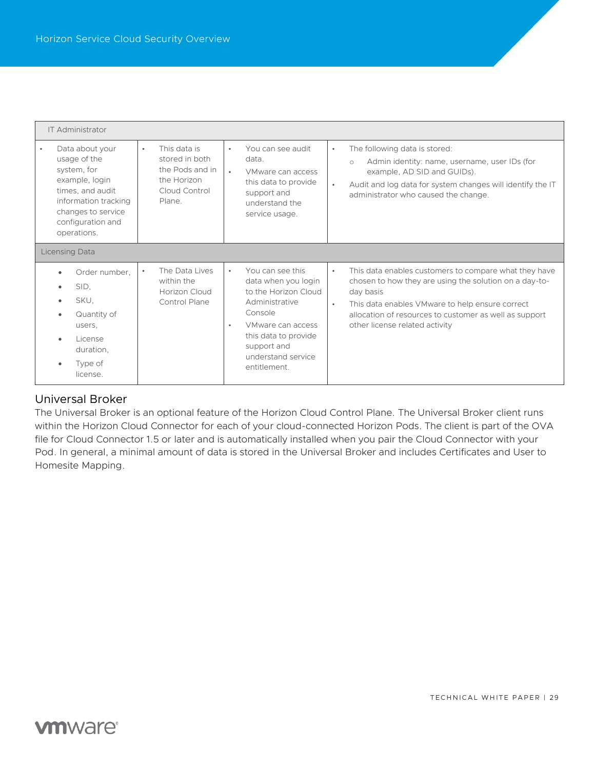| | | | |
|---|---|---|---|
| IT Administrator | | | |
| • Data about your usage of the system, for example, login times, and audit information tracking changes to service configuration and operations. | • This data is stored in both the Pods and in the Horizon Cloud Control Plane. | • You can see audit data.<br>• VMware can access this data to provide support and understand the service usage. | • The following data is stored:<br>  ○ Admin identity: name, username, user IDs (for example, AD SID and GUIDs).<br>• Audit and log data for system changes will identify the IT administrator who caused the change. |
| Licensing Data | | | |
| • Order number,<br>• SID,<br>• SKU,<br>• Quantity of users,<br>• License duration,<br>• Type of license. | • The Data Lives within the Horizon Cloud Control Plane | • You can see this data when you login to the Horizon Cloud Administrative Console<br>• VMware can access this data to provide support and understand service entitlement. | • This data enables customers to compare what they have chosen to how they are using the solution on a day-to-day basis<br>• This data enables VMware to help ensure correct allocation of resources to customer as well as support other license related activity |

## Universal Broker

The Universal Broker is an optional feature of the Horizon Cloud Control Plane. The Universal Broker client runs within the Horizon Cloud Connector for each of your cloud-connected Horizon Pods. The client is part of the OVA file for Cloud Connector 1.5 or later and is automatically installed when you pair the Cloud Connector with your Pod. In general, a minimal amount of data is stored in the Universal Broker and includes Certificates and User to Homesite Mapping.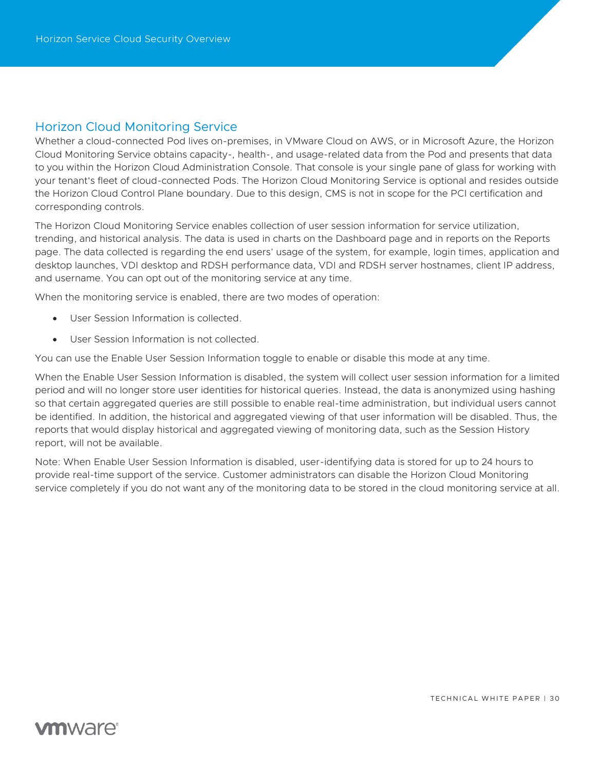## Horizon Cloud Monitoring Service

Whether a cloud-connected Pod lives on-premises, in VMware Cloud on AWS, or in Microsoft Azure, the Horizon Cloud Monitoring Service obtains capacity-, health-, and usage-related data from the Pod and presents that data to you within the Horizon Cloud Administration Console. That console is your single pane of glass for working with your tenant's fleet of cloud-connected Pods. The Horizon Cloud Monitoring Service is optional and resides outside the Horizon Cloud Control Plane boundary. Due to this design, CMS is not in scope for the PCI certification and corresponding controls.

The Horizon Cloud Monitoring Service enables collection of user session information for service utilization, trending, and historical analysis. The data is used in charts on the Dashboard page and in reports on the Reports page. The data collected is regarding the end users' usage of the system, for example, login times, application and desktop launches, VDI desktop and RDSH performance data, VDI and RDSH server hostnames, client IP address, and username. You can opt out of the monitoring service at any time.

When the monitoring service is enabled, there are two modes of operation:

- User Session Information is collected.
- User Session Information is not collected.

You can use the Enable User Session Information toggle to enable or disable this mode at any time.

When the Enable User Session Information is disabled, the system will collect user session information for a limited period and will no longer store user identities for historical queries. Instead, the data is anonymized using hashing so that certain aggregated queries are still possible to enable real-time administration, but individual users cannot be identified. In addition, the historical and aggregated viewing of that user information will be disabled. Thus, the reports that would display historical and aggregated viewing of monitoring data, such as the Session History report, will not be available.

Note: When Enable User Session Information is disabled, user-identifying data is stored for up to 24 hours to provide real-time support of the service. Customer administrators can disable the Horizon Cloud Monitoring service completely if you do not want any of the monitoring data to be stored in the cloud monitoring service at all.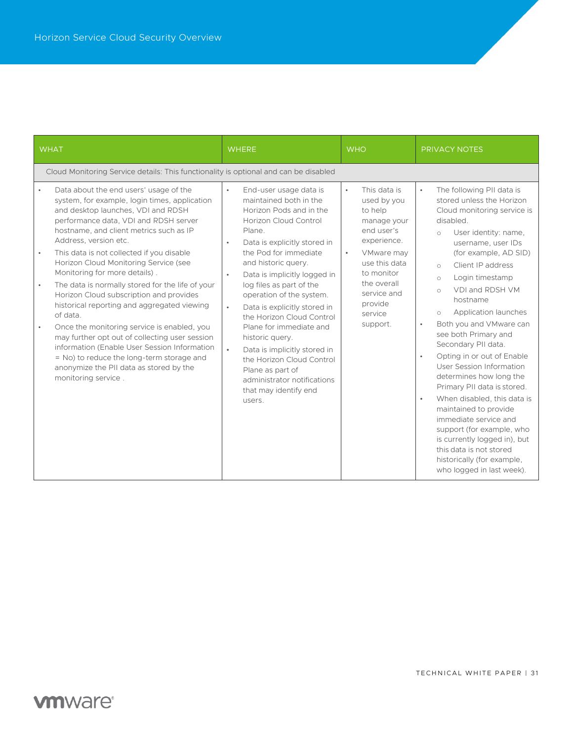| WHAT | WHERE | WHO | PRIVACY NOTES |
|---|---|---|---|
| Cloud Monitoring Service details: This functionality is optional and can be disabled | | | |
| • Data about the end users' usage of the system, for example, login times, application and desktop launches, VDI and RDSH performance data, VDI and RDSH server hostname, and client metrics such as IP Address, version etc.<br>• This data is not collected if you disable Horizon Cloud Monitoring Service (see Monitoring for more details) .<br>• The data is normally stored for the life of your Horizon Cloud subscription and provides historical reporting and aggregated viewing of data.<br>• Once the monitoring service is enabled, you may further opt out of collecting user session information (Enable User Session Information = No) to reduce the long-term storage and anonymize the PII data as stored by the monitoring service . | • End-user usage data is maintained both in the Horizon Pods and in the Horizon Cloud Control Plane.<br>• Data is explicitly stored in the Pod for immediate and historic query.<br>• Data is implicitly logged in log files as part of the operation of the system.<br>• Data is explicitly stored in the Horizon Cloud Control Plane for immediate and historic query.<br>• Data is implicitly stored in the Horizon Cloud Control Plane as part of administrator notifications that may identify end users. | • This data is used by you to help manage your end user's experience.<br>• VMware may use this data to monitor the overall service and provide service support. | • The following PII data is stored unless the Horizon Cloud monitoring service is disabled.<br>&nbsp;&nbsp;○ User identity: name, username, user IDs (for example, AD SID)<br>&nbsp;&nbsp;○ Client IP address<br>&nbsp;&nbsp;○ Login timestamp<br>&nbsp;&nbsp;○ VDI and RDSH VM hostname<br>&nbsp;&nbsp;○ Application launches<br>• Both you and VMware can see both Primary and Secondary PII data.<br>• Opting in or out of Enable User Session Information determines how long the Primary PII data is stored.<br>• When disabled, this data is maintained to provide immediate service and support (for example, who is currently logged in), but this data is not stored historically (for example, who logged in last week). |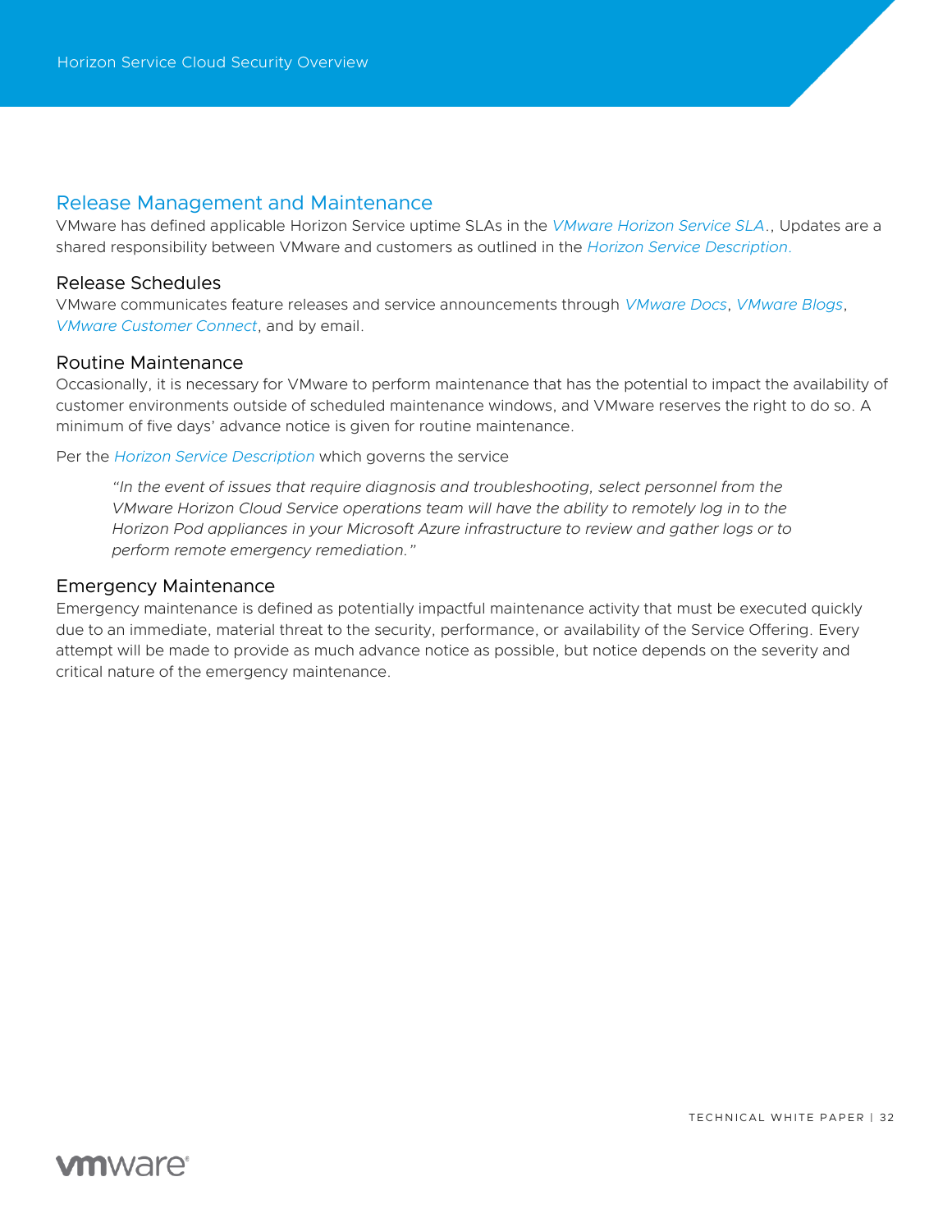## Release Management and Maintenance

VMware has defined applicable Horizon Service uptime SLAs in the *VMware Horizon Service SLA*., Updates are a shared responsibility between VMware and customers as outlined in the *Horizon Service Description*.

### Release Schedules

VMware communicates feature releases and service announcements through *VMware Docs*, *VMware Blogs*, *VMware Customer Connect*, and by email.

### Routine Maintenance

Occasionally, it is necessary for VMware to perform maintenance that has the potential to impact the availability of customer environments outside of scheduled maintenance windows, and VMware reserves the right to do so. A minimum of five days' advance notice is given for routine maintenance.

Per the *Horizon Service Description* which governs the service

> *"In the event of issues that require diagnosis and troubleshooting, select personnel from the VMware Horizon Cloud Service operations team will have the ability to remotely log in to the Horizon Pod appliances in your Microsoft Azure infrastructure to review and gather logs or to perform remote emergency remediation."*

### Emergency Maintenance

Emergency maintenance is defined as potentially impactful maintenance activity that must be executed quickly due to an immediate, material threat to the security, performance, or availability of the Service Offering. Every attempt will be made to provide as much advance notice as possible, but notice depends on the severity and critical nature of the emergency maintenance.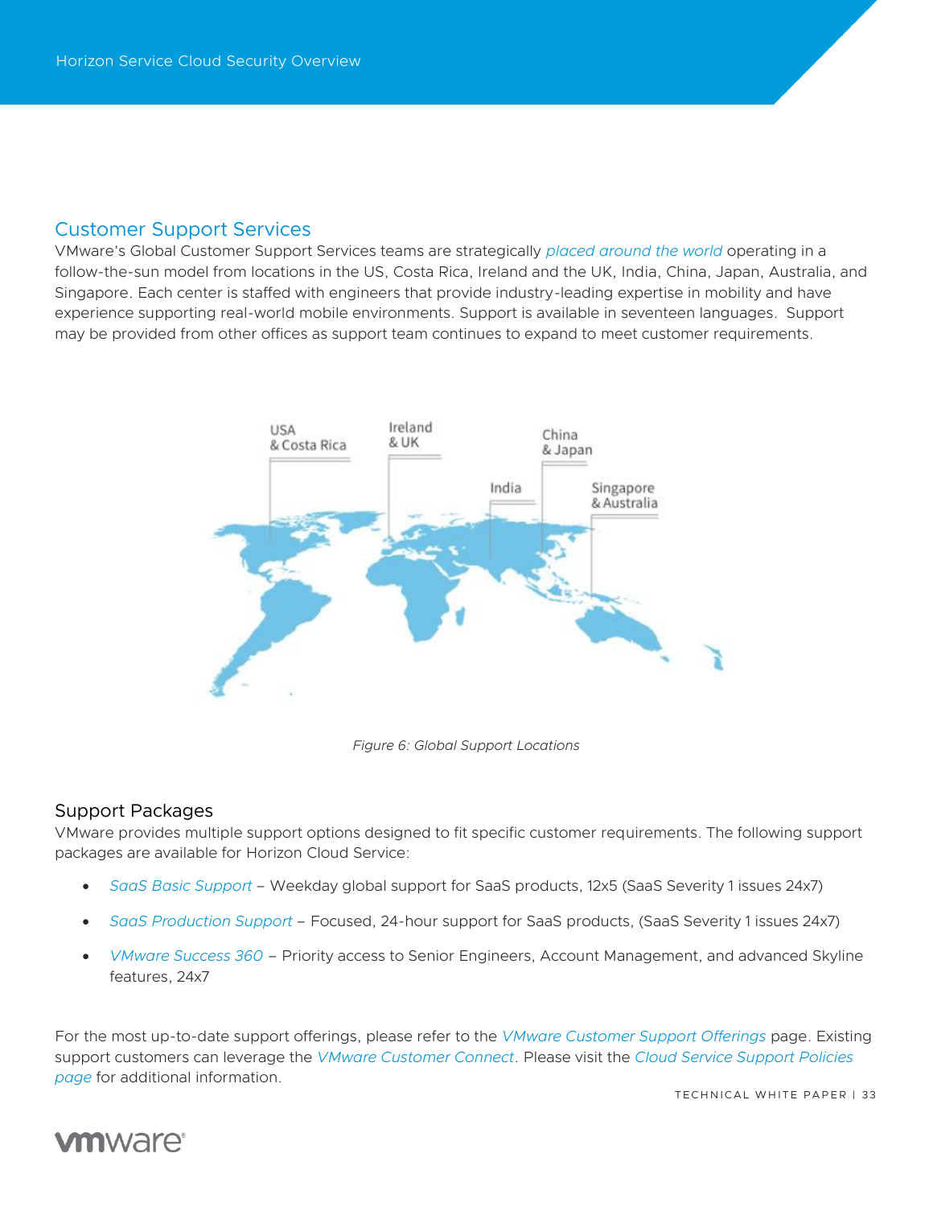## Customer Support Services

VMware's Global Customer Support Services teams are strategically *placed around the world* operating in a follow-the-sun model from locations in the US, Costa Rica, Ireland and the UK, India, China, Japan, Australia, and Singapore. Each center is staffed with engineers that provide industry-leading expertise in mobility and have experience supporting real-world mobile environments. Support is available in seventeen languages. Support may be provided from other offices as support team continues to expand to meet customer requirements.

*Figure 6: Global Support Locations*

### Support Packages

VMware provides multiple support options designed to fit specific customer requirements. The following support packages are available for Horizon Cloud Service:

- *SaaS Basic Support* – Weekday global support for SaaS products, 12x5 (SaaS Severity 1 issues 24x7)
- *SaaS Production Support* – Focused, 24-hour support for SaaS products, (SaaS Severity 1 issues 24x7)
- *VMware Success 360* – Priority access to Senior Engineers, Account Management, and advanced Skyline features, 24x7

For the most up-to-date support offerings, please refer to the *VMware Customer Support Offerings* page. Existing support customers can leverage the *VMware Customer Connect*. Please visit the *Cloud Service Support Policies page* for additional information.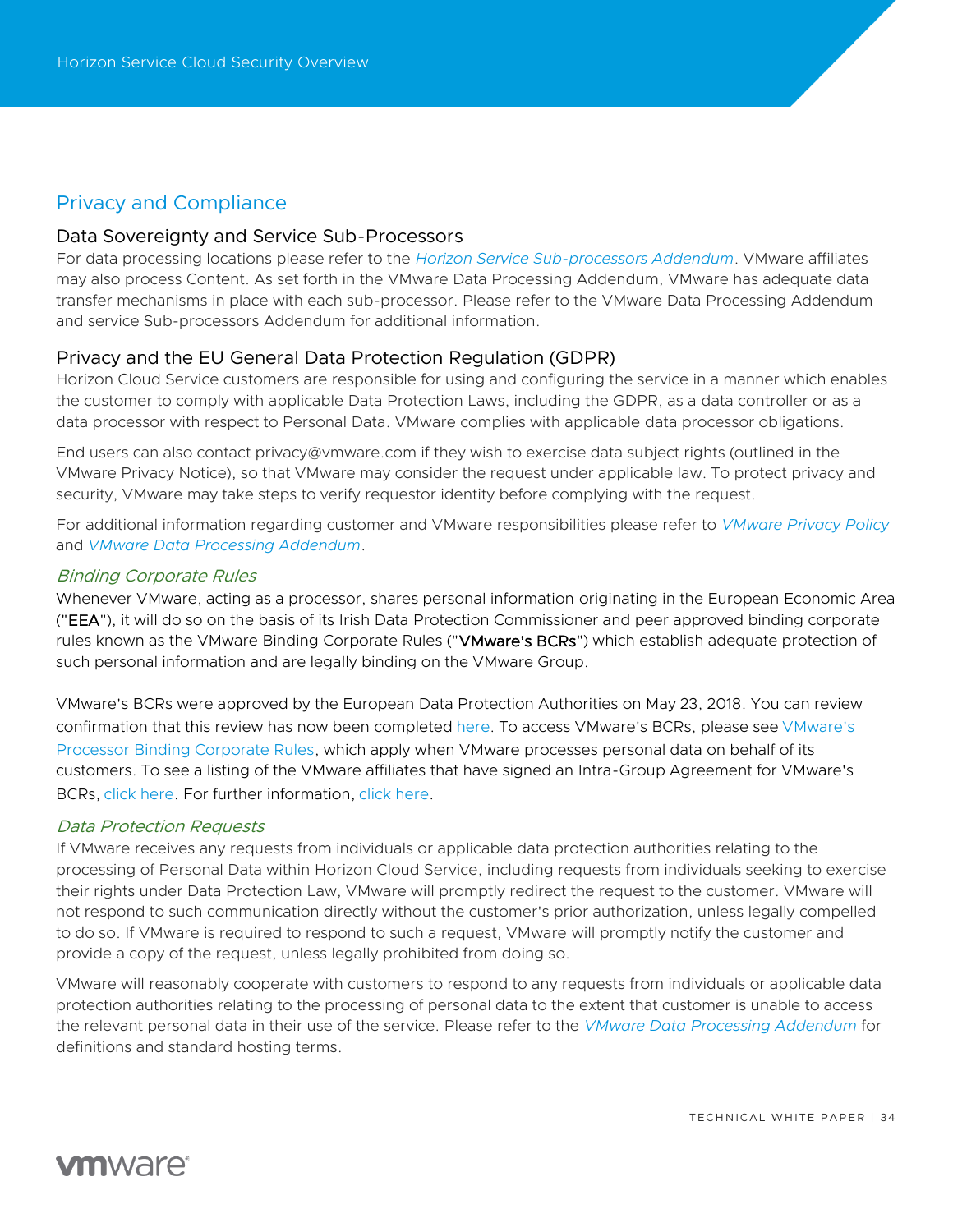## Privacy and Compliance

### Data Sovereignty and Service Sub-Processors

For data processing locations please refer to the *Horizon Service Sub-processors Addendum*. VMware affiliates may also process Content. As set forth in the VMware Data Processing Addendum, VMware has adequate data transfer mechanisms in place with each sub-processor. Please refer to the VMware Data Processing Addendum and service Sub-processors Addendum for additional information.

### Privacy and the EU General Data Protection Regulation (GDPR)

Horizon Cloud Service customers are responsible for using and configuring the service in a manner which enables the customer to comply with applicable Data Protection Laws, including the GDPR, as a data controller or as a data processor with respect to Personal Data. VMware complies with applicable data processor obligations.

End users can also contact privacy@vmware.com if they wish to exercise data subject rights (outlined in the VMware Privacy Notice), so that VMware may consider the request under applicable law. To protect privacy and security, VMware may take steps to verify requestor identity before complying with the request.

For additional information regarding customer and VMware responsibilities please refer to *VMware Privacy Policy* and *VMware Data Processing Addendum*.

#### *Binding Corporate Rules*

Whenever VMware, acting as a processor, shares personal information originating in the European Economic Area ("**EEA**"), it will do so on the basis of its Irish Data Protection Commissioner and peer approved binding corporate rules known as the VMware Binding Corporate Rules ("**VMware's BCRs**") which establish adequate protection of such personal information and are legally binding on the VMware Group.

VMware's BCRs were approved by the European Data Protection Authorities on May 23, 2018. You can review confirmation that this review has now been completed here. To access VMware's BCRs, please see VMware's Processor Binding Corporate Rules, which apply when VMware processes personal data on behalf of its customers. To see a listing of the VMware affiliates that have signed an Intra-Group Agreement for VMware's BCRs, click here. For further information, click here.

#### *Data Protection Requests*

If VMware receives any requests from individuals or applicable data protection authorities relating to the processing of Personal Data within Horizon Cloud Service, including requests from individuals seeking to exercise their rights under Data Protection Law, VMware will promptly redirect the request to the customer. VMware will not respond to such communication directly without the customer's prior authorization, unless legally compelled to do so. If VMware is required to respond to such a request, VMware will promptly notify the customer and provide a copy of the request, unless legally prohibited from doing so.

VMware will reasonably cooperate with customers to respond to any requests from individuals or applicable data protection authorities relating to the processing of personal data to the extent that customer is unable to access the relevant personal data in their use of the service. Please refer to the *VMware Data Processing Addendum* for definitions and standard hosting terms.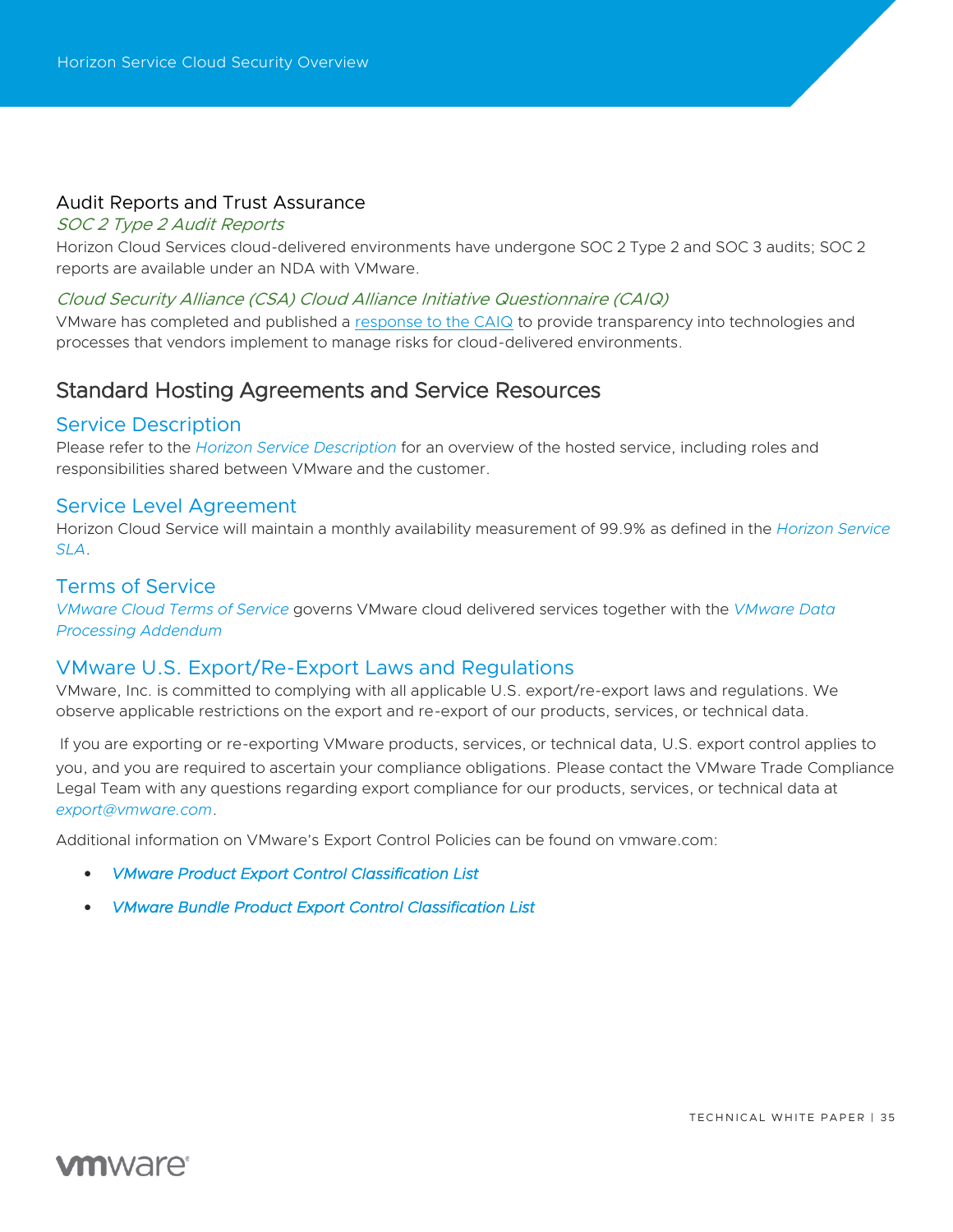### Audit Reports and Trust Assurance

#### *SOC 2 Type 2 Audit Reports*

Horizon Cloud Services cloud-delivered environments have undergone SOC 2 Type 2 and SOC 3 audits; SOC 2 reports are available under an NDA with VMware.

#### *Cloud Security Alliance (CSA) Cloud Alliance Initiative Questionnaire (CAIQ)*

VMware has completed and published a response to the CAIQ to provide transparency into technologies and processes that vendors implement to manage risks for cloud-delivered environments.

## Standard Hosting Agreements and Service Resources

### Service Description

Please refer to the *Horizon Service Description* for an overview of the hosted service, including roles and responsibilities shared between VMware and the customer.

### Service Level Agreement

Horizon Cloud Service will maintain a monthly availability measurement of 99.9% as defined in the *Horizon Service SLA*.

### Terms of Service

*VMware Cloud Terms of Service* governs VMware cloud delivered services together with the *VMware Data Processing Addendum*

### VMware U.S. Export/Re-Export Laws and Regulations

VMware, Inc. is committed to complying with all applicable U.S. export/re-export laws and regulations. We observe applicable restrictions on the export and re-export of our products, services, or technical data.

If you are exporting or re-exporting VMware products, services, or technical data, U.S. export control applies to you, and you are required to ascertain your compliance obligations. Please contact the VMware Trade Compliance Legal Team with any questions regarding export compliance for our products, services, or technical data at *export@vmware.com*.

Additional information on VMware's Export Control Policies can be found on vmware.com:

- *VMware Product Export Control Classification List*
- *VMware Bundle Product Export Control Classification List*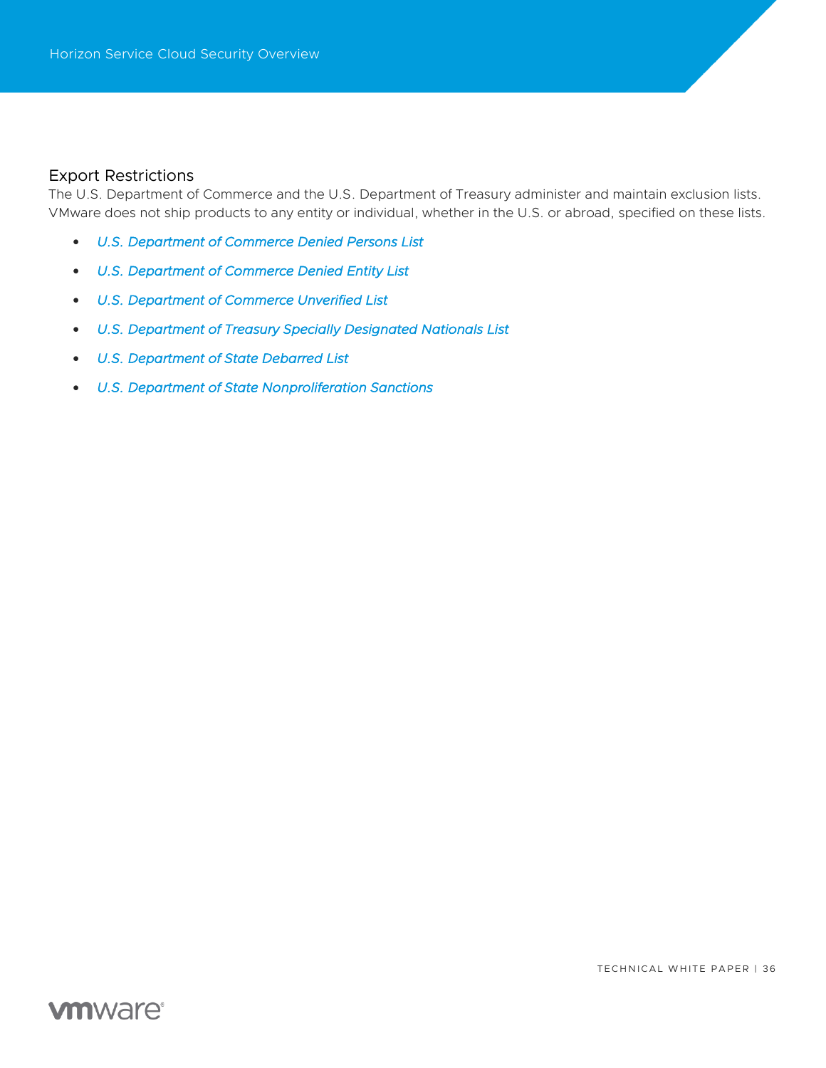## Export Restrictions

The U.S. Department of Commerce and the U.S. Department of Treasury administer and maintain exclusion lists. VMware does not ship products to any entity or individual, whether in the U.S. or abroad, specified on these lists.

- *U.S. Department of Commerce Denied Persons List*
- *U.S. Department of Commerce Denied Entity List*
- *U.S. Department of Commerce Unverified List*
- *U.S. Department of Treasury Specially Designated Nationals List*
- *U.S. Department of State Debarred List*
- *U.S. Department of State Nonproliferation Sanctions*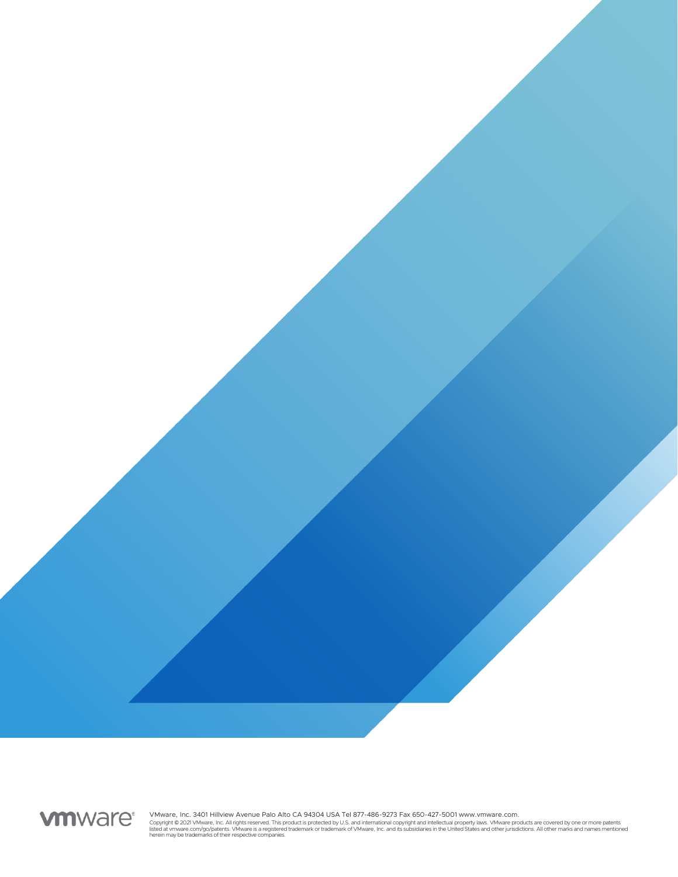VMware, Inc. 3401 Hillview Avenue Palo Alto CA 94304 USA Tel 877-486-9273 Fax 650-427-5001 www.vmware.com.

Copyright © 2021 VMware, Inc. All rights reserved. This product is protected by U.S. and international copyright and intellectual property laws. VMware products are covered by one or more patents listed at vmware.com/go/patents. VMware is a registered trademark or trademark of VMware, Inc. and its subsidiaries in the United States and other jurisdictions. All other marks and names mentioned herein may be trademarks of their respective companies.